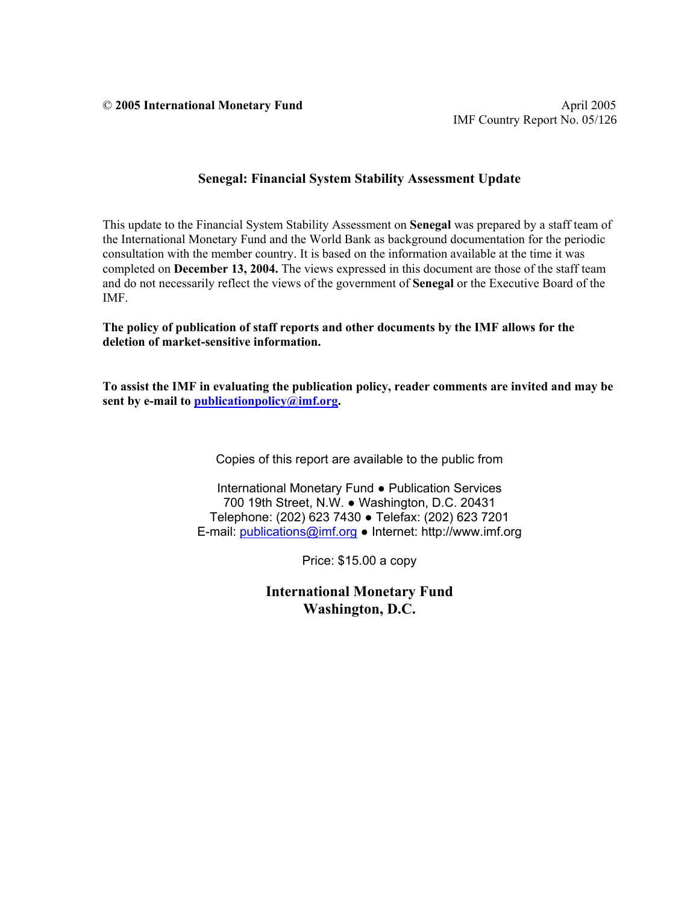© **2005 International Monetary Fund**

April 2005
IMF Country Report No. 05/126

## Senegal: Financial System Stability Assessment Update

This update to the Financial System Stability Assessment on **Senegal** was prepared by a staff team of the International Monetary Fund and the World Bank as background documentation for the periodic consultation with the member country. It is based on the information available at the time it was completed on **December 13, 2004.** The views expressed in this document are those of the staff team and do not necessarily reflect the views of the government of **Senegal** or the Executive Board of the IMF.

**The policy of publication of staff reports and other documents by the IMF allows for the deletion of market-sensitive information.**

**To assist the IMF in evaluating the publication policy, reader comments are invited and may be sent by e-mail to publicationpolicy@imf.org.**

Copies of this report are available to the public from

International Monetary Fund ● Publication Services
700 19th Street, N.W. ● Washington, D.C. 20431
Telephone: (202) 623 7430 ● Telefax: (202) 623 7201
E-mail: publications@imf.org ● Internet: http://www.imf.org

Price: $15.00 a copy

**International Monetary Fund**
**Washington, D.C.**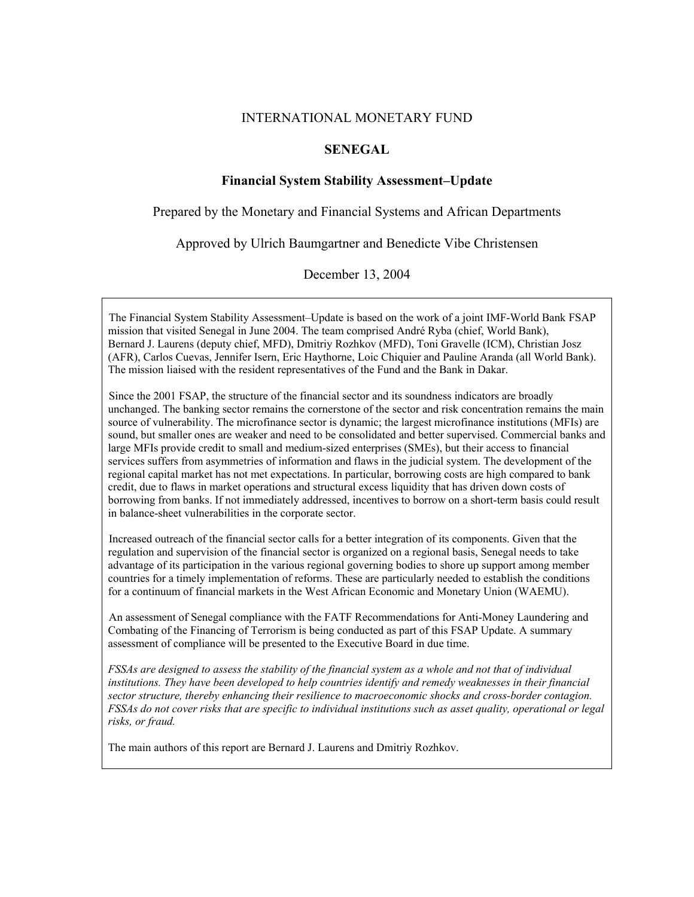INTERNATIONAL MONETARY FUND

# SENEGAL

## Financial System Stability Assessment–Update

Prepared by the Monetary and Financial Systems and African Departments

Approved by Ulrich Baumgartner and Benedicte Vibe Christensen

December 13, 2004

The Financial System Stability Assessment–Update is based on the work of a joint IMF-World Bank FSAP mission that visited Senegal in June 2004. The team comprised André Ryba (chief, World Bank), Bernard J. Laurens (deputy chief, MFD), Dmitriy Rozhkov (MFD), Toni Gravelle (ICM), Christian Josz (AFR), Carlos Cuevas, Jennifer Isern, Eric Haythorne, Loic Chiquier and Pauline Aranda (all World Bank). The mission liaised with the resident representatives of the Fund and the Bank in Dakar.

Since the 2001 FSAP, the structure of the financial sector and its soundness indicators are broadly unchanged. The banking sector remains the cornerstone of the sector and risk concentration remains the main source of vulnerability. The microfinance sector is dynamic; the largest microfinance institutions (MFIs) are sound, but smaller ones are weaker and need to be consolidated and better supervised. Commercial banks and large MFIs provide credit to small and medium-sized enterprises (SMEs), but their access to financial services suffers from asymmetries of information and flaws in the judicial system. The development of the regional capital market has not met expectations. In particular, borrowing costs are high compared to bank credit, due to flaws in market operations and structural excess liquidity that has driven down costs of borrowing from banks. If not immediately addressed, incentives to borrow on a short-term basis could result in balance-sheet vulnerabilities in the corporate sector.

Increased outreach of the financial sector calls for a better integration of its components. Given that the regulation and supervision of the financial sector is organized on a regional basis, Senegal needs to take advantage of its participation in the various regional governing bodies to shore up support among member countries for a timely implementation of reforms. These are particularly needed to establish the conditions for a continuum of financial markets in the West African Economic and Monetary Union (WAEMU).

An assessment of Senegal compliance with the FATF Recommendations for Anti-Money Laundering and Combating of the Financing of Terrorism is being conducted as part of this FSAP Update. A summary assessment of compliance will be presented to the Executive Board in due time.

*FSSAs are designed to assess the stability of the financial system as a whole and not that of individual institutions. They have been developed to help countries identify and remedy weaknesses in their financial sector structure, thereby enhancing their resilience to macroeconomic shocks and cross-border contagion. FSSAs do not cover risks that are specific to individual institutions such as asset quality, operational or legal risks, or fraud.*

The main authors of this report are Bernard J. Laurens and Dmitriy Rozhkov.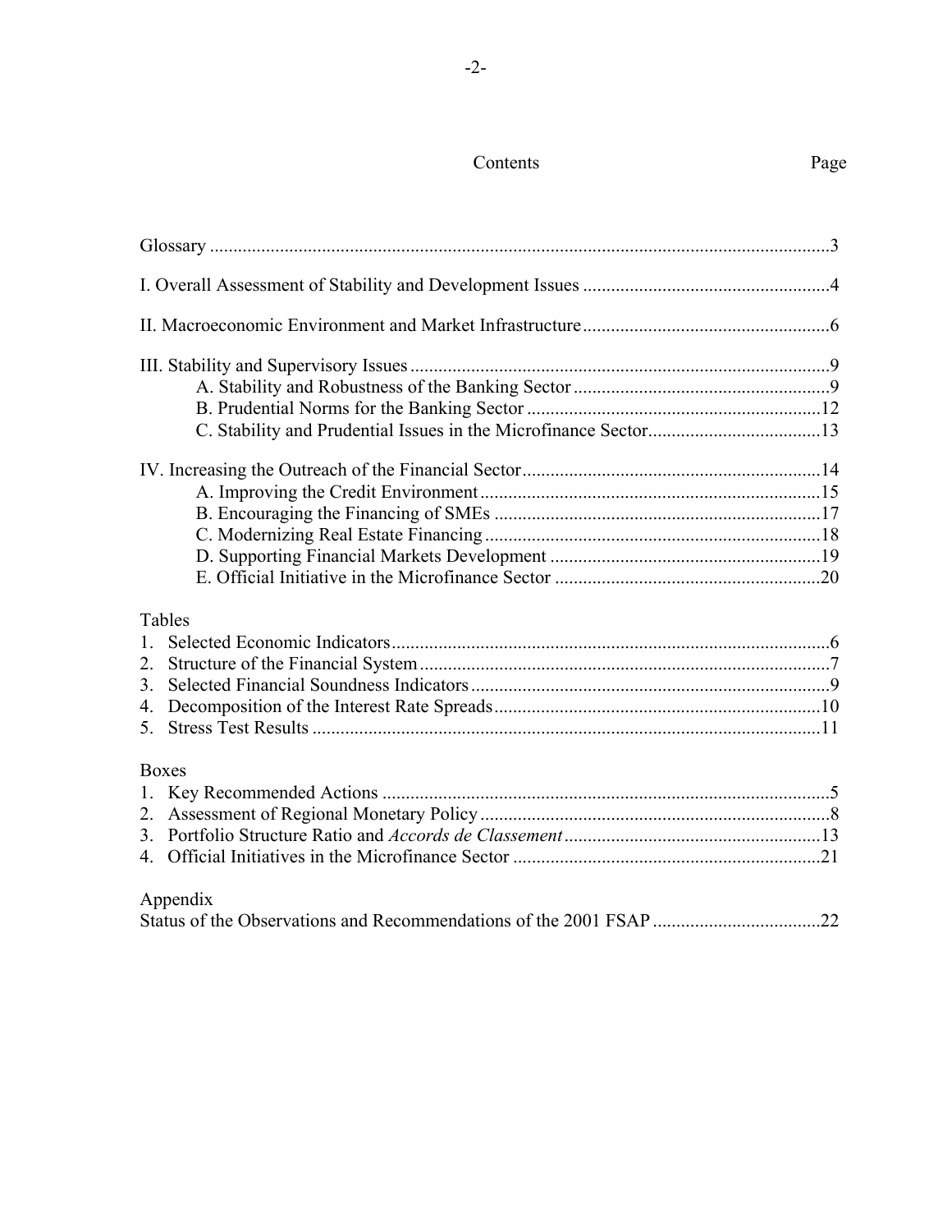# Contents

| | Page |
|---|---|
| Glossary | 3 |
| I. Overall Assessment of Stability and Development Issues | 4 |
| II. Macroeconomic Environment and Market Infrastructure | 6 |
| III. Stability and Supervisory Issues | 9 |
| A. Stability and Robustness of the Banking Sector | 9 |
| B. Prudential Norms for the Banking Sector | 12 |
| C. Stability and Prudential Issues in the Microfinance Sector | 13 |
| IV. Increasing the Outreach of the Financial Sector | 14 |
| A. Improving the Credit Environment | 15 |
| B. Encouraging the Financing of SMEs | 17 |
| C. Modernizing Real Estate Financing | 18 |
| D. Supporting Financial Markets Development | 19 |
| E. Official Initiative in the Microfinance Sector | 20 |
| **Tables** | |
| 1. Selected Economic Indicators | 6 |
| 2. Structure of the Financial System | 7 |
| 3. Selected Financial Soundness Indicators | 9 |
| 4. Decomposition of the Interest Rate Spreads | 10 |
| 5. Stress Test Results | 11 |
| **Boxes** | |
| 1. Key Recommended Actions | 5 |
| 2. Assessment of Regional Monetary Policy | 8 |
| 3. Portfolio Structure Ratio and *Accords de Classement* | 13 |
| 4. Official Initiatives in the Microfinance Sector | 21 |
| **Appendix** | |
| Status of the Observations and Recommendations of the 2001 FSAP | 22 |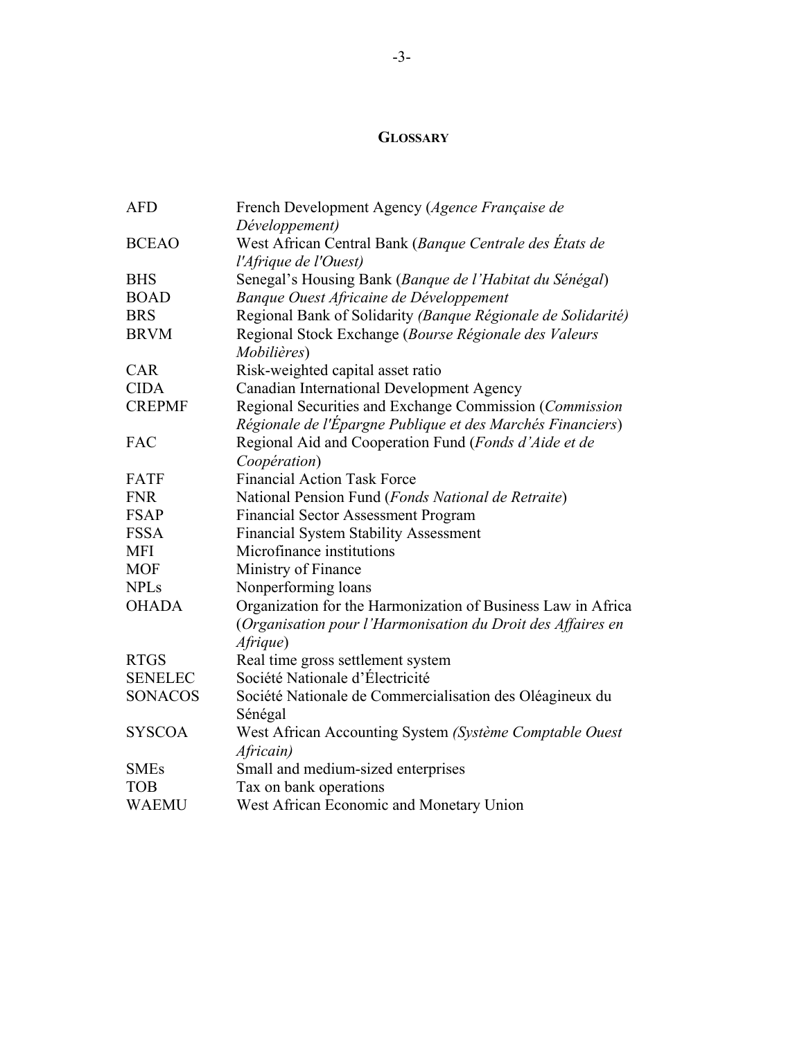# GLOSSARY

| | |
|---|---|
| AFD | French Development Agency (*Agence Française de Développement)* |
| BCEAO | West African Central Bank (*Banque Centrale des États de l'Afrique de l'Ouest)* |
| BHS | Senegal's Housing Bank (*Banque de l'Habitat du Sénégal*) |
| BOAD | *Banque Ouest Africaine de Développement* |
| BRS | Regional Bank of Solidarity *(Banque Régionale de Solidarité)* |
| BRVM | Regional Stock Exchange (*Bourse Régionale des Valeurs Mobilières*) |
| CAR | Risk-weighted capital asset ratio |
| CIDA | Canadian International Development Agency |
| CREPMF | Regional Securities and Exchange Commission (*Commission Régionale de l'Épargne Publique et des Marchés Financiers*) |
| FAC | Regional Aid and Cooperation Fund (*Fonds d'Aide et de Coopération*) |
| FATF | Financial Action Task Force |
| FNR | National Pension Fund (*Fonds National de Retraite*) |
| FSAP | Financial Sector Assessment Program |
| FSSA | Financial System Stability Assessment |
| MFI | Microfinance institutions |
| MOF | Ministry of Finance |
| NPLs | Nonperforming loans |
| OHADA | Organization for the Harmonization of Business Law in Africa (*Organisation pour l'Harmonisation du Droit des Affaires en Afrique*) |
| RTGS | Real time gross settlement system |
| SENELEC | Société Nationale d'Électricité |
| SONACOS | Société Nationale de Commercialisation des Oléagineux du Sénégal |
| SYSCOA | West African Accounting System *(Système Comptable Ouest Africain)* |
| SMEs | Small and medium-sized enterprises |
| TOB | Tax on bank operations |
| WAEMU | West African Economic and Monetary Union |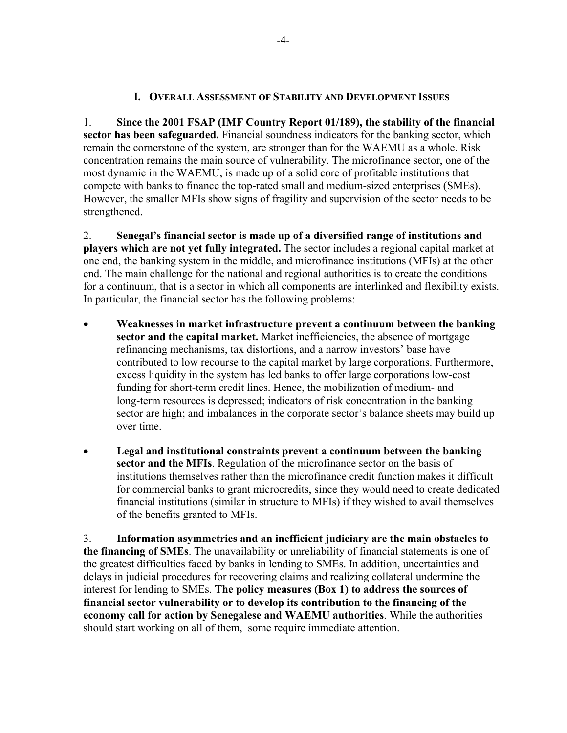# I. Overall Assessment of Stability and Development Issues

1. **Since the 2001 FSAP (IMF Country Report 01/189), the stability of the financial sector has been safeguarded.** Financial soundness indicators for the banking sector, which remain the cornerstone of the system, are stronger than for the WAEMU as a whole. Risk concentration remains the main source of vulnerability. The microfinance sector, one of the most dynamic in the WAEMU, is made up of a solid core of profitable institutions that compete with banks to finance the top-rated small and medium-sized enterprises (SMEs). However, the smaller MFIs show signs of fragility and supervision of the sector needs to be strengthened.

2. **Senegal's financial sector is made up of a diversified range of institutions and players which are not yet fully integrated.** The sector includes a regional capital market at one end, the banking system in the middle, and microfinance institutions (MFIs) at the other end. The main challenge for the national and regional authorities is to create the conditions for a continuum, that is a sector in which all components are interlinked and flexibility exists. In particular, the financial sector has the following problems:

- **Weaknesses in market infrastructure prevent a continuum between the banking sector and the capital market.** Market inefficiencies, the absence of mortgage refinancing mechanisms, tax distortions, and a narrow investors' base have contributed to low recourse to the capital market by large corporations. Furthermore, excess liquidity in the system has led banks to offer large corporations low-cost funding for short-term credit lines. Hence, the mobilization of medium- and long-term resources is depressed; indicators of risk concentration in the banking sector are high; and imbalances in the corporate sector's balance sheets may build up over time.

- **Legal and institutional constraints prevent a continuum between the banking sector and the MFIs**. Regulation of the microfinance sector on the basis of institutions themselves rather than the microfinance credit function makes it difficult for commercial banks to grant microcredits, since they would need to create dedicated financial institutions (similar in structure to MFIs) if they wished to avail themselves of the benefits granted to MFIs.

3. **Information asymmetries and an inefficient judiciary are the main obstacles to the financing of SMEs**. The unavailability or unreliability of financial statements is one of the greatest difficulties faced by banks in lending to SMEs. In addition, uncertainties and delays in judicial procedures for recovering claims and realizing collateral undermine the interest for lending to SMEs. **The policy measures (Box 1) to address the sources of financial sector vulnerability or to develop its contribution to the financing of the economy call for action by Senegalese and WAEMU authorities**. While the authorities should start working on all of them, some require immediate attention.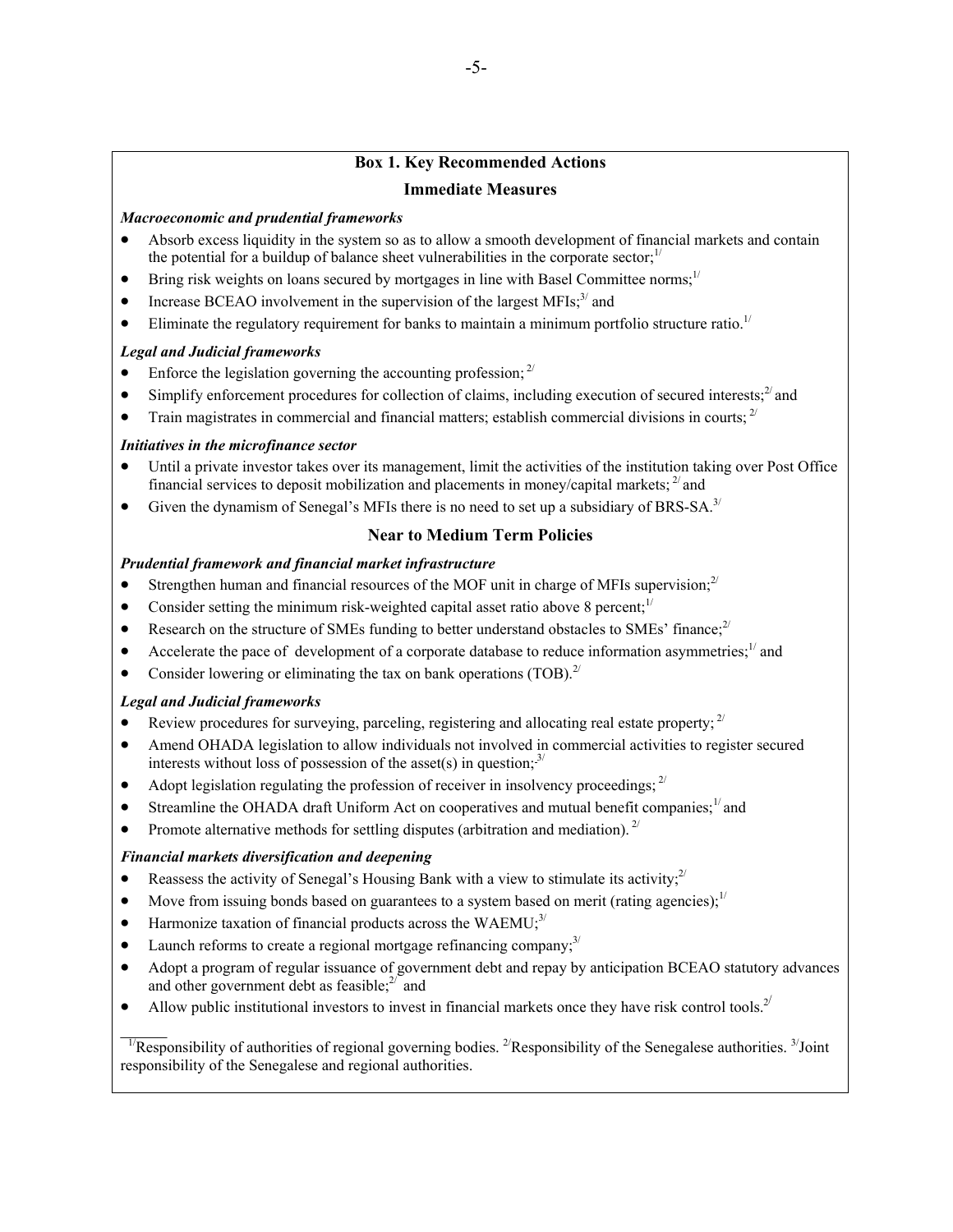## Box 1. Key Recommended Actions

### Immediate Measures

***Macroeconomic and prudential frameworks***

- Absorb excess liquidity in the system so as to allow a smooth development of financial markets and contain the potential for a buildup of balance sheet vulnerabilities in the corporate sector;[1/]
- Bring risk weights on loans secured by mortgages in line with Basel Committee norms;[1/]
- Increase BCEAO involvement in the supervision of the largest MFIs;[3/] and
- Eliminate the regulatory requirement for banks to maintain a minimum portfolio structure ratio.[1/]

***Legal and Judicial frameworks***

- Enforce the legislation governing the accounting profession;[2/]
- Simplify enforcement procedures for collection of claims, including execution of secured interests;[2/] and
- Train magistrates in commercial and financial matters; establish commercial divisions in courts;[2/]

***Initiatives in the microfinance sector***

- Until a private investor takes over its management, limit the activities of the institution taking over Post Office financial services to deposit mobilization and placements in money/capital markets;[2/] and
- Given the dynamism of Senegal's MFIs there is no need to set up a subsidiary of BRS-SA.[3/]

### Near to Medium Term Policies

***Prudential framework and financial market infrastructure***

- Strengthen human and financial resources of the MOF unit in charge of MFIs supervision;[2/]
- Consider setting the minimum risk-weighted capital asset ratio above 8 percent;[1/]
- Research on the structure of SMEs funding to better understand obstacles to SMEs' finance;[2/]
- Accelerate the pace of development of a corporate database to reduce information asymmetries;[1/] and
- Consider lowering or eliminating the tax on bank operations (TOB).[2/]

***Legal and Judicial frameworks***

- Review procedures for surveying, parceling, registering and allocating real estate property;[2/]
- Amend OHADA legislation to allow individuals not involved in commercial activities to register secured interests without loss of possession of the asset(s) in question;[3/]
- Adopt legislation regulating the profession of receiver in insolvency proceedings;[2/]
- Streamline the OHADA draft Uniform Act on cooperatives and mutual benefit companies;[1/] and
- Promote alternative methods for settling disputes (arbitration and mediation).[2/]

***Financial markets diversification and deepening***

- Reassess the activity of Senegal's Housing Bank with a view to stimulate its activity;[2/]
- Move from issuing bonds based on guarantees to a system based on merit (rating agencies);[1/]
- Harmonize taxation of financial products across the WAEMU;[3/]
- Launch reforms to create a regional mortgage refinancing company;[3/]
- Adopt a program of regular issuance of government debt and repay by anticipation BCEAO statutory advances and other government debt as feasible;[2/] and
- Allow public institutional investors to invest in financial markets once they have risk control tools.[2/]

______

[1/]Responsibility of authorities of regional governing bodies. [2/]Responsibility of the Senegalese authorities. [3/]Joint responsibility of the Senegalese and regional authorities.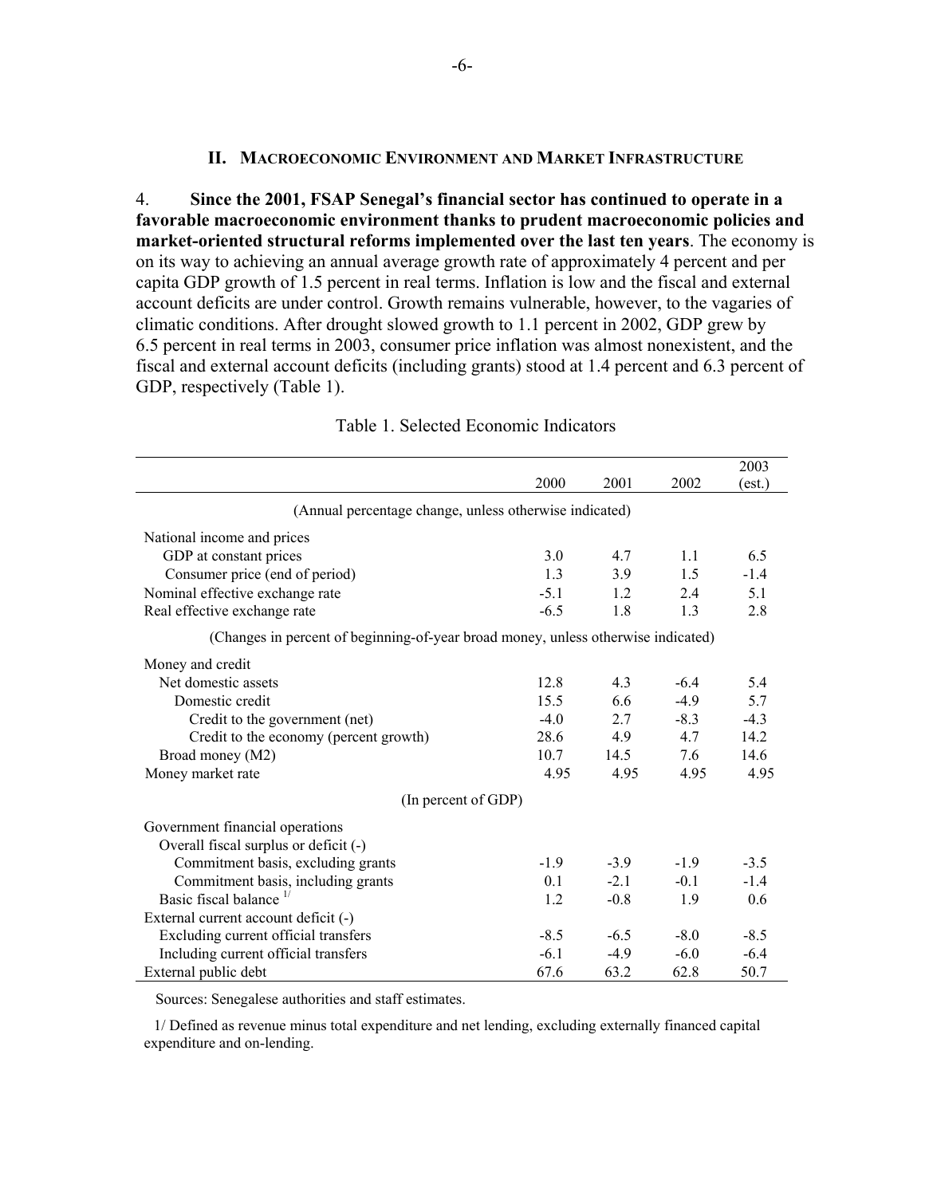## II. Macroeconomic Environment and Market Infrastructure

4. **Since the 2001, FSAP Senegal's financial sector has continued to operate in a favorable macroeconomic environment thanks to prudent macroeconomic policies and market-oriented structural reforms implemented over the last ten years**. The economy is on its way to achieving an annual average growth rate of approximately 4 percent and per capita GDP growth of 1.5 percent in real terms. Inflation is low and the fiscal and external account deficits are under control. Growth remains vulnerable, however, to the vagaries of climatic conditions. After drought slowed growth to 1.1 percent in 2002, GDP grew by 6.5 percent in real terms in 2003, consumer price inflation was almost nonexistent, and the fiscal and external account deficits (including grants) stood at 1.4 percent and 6.3 percent of GDP, respectively (Table 1).

Table 1. Selected Economic Indicators

| | 2000 | 2001 | 2002 | 2003 (est.) |
|---|---|---|---|---|
| (Annual percentage change, unless otherwise indicated) | | | | |
| National income and prices | | | | |
| GDP at constant prices | 3.0 | 4.7 | 1.1 | 6.5 |
| Consumer price (end of period) | 1.3 | 3.9 | 1.5 | -1.4 |
| Nominal effective exchange rate | -5.1 | 1.2 | 2.4 | 5.1 |
| Real effective exchange rate | -6.5 | 1.8 | 1.3 | 2.8 |
| (Changes in percent of beginning-of-year broad money, unless otherwise indicated) | | | | |
| Money and credit | | | | |
| Net domestic assets | 12.8 | 4.3 | -6.4 | 5.4 |
| Domestic credit | 15.5 | 6.6 | -4.9 | 5.7 |
| Credit to the government (net) | -4.0 | 2.7 | -8.3 | -4.3 |
| Credit to the economy (percent growth) | 28.6 | 4.9 | 4.7 | 14.2 |
| Broad money (M2) | 10.7 | 14.5 | 7.6 | 14.6 |
| Money market rate | 4.95 | 4.95 | 4.95 | 4.95 |
| (In percent of GDP) | | | | |
| Government financial operations | | | | |
| Overall fiscal surplus or deficit (-) | | | | |
| Commitment basis, excluding grants | -1.9 | -3.9 | -1.9 | -3.5 |
| Commitment basis, including grants | 0.1 | -2.1 | -0.1 | -1.4 |
| Basic fiscal balance [1/] | 1.2 | -0.8 | 1.9 | 0.6 |
| External current account deficit (-) | | | | |
| Excluding current official transfers | -8.5 | -6.5 | -8.0 | -8.5 |
| Including current official transfers | -6.1 | -4.9 | -6.0 | -6.4 |
| External public debt | 67.6 | 63.2 | 62.8 | 50.7 |

Sources: Senegalese authorities and staff estimates.

1/ Defined as revenue minus total expenditure and net lending, excluding externally financed capital expenditure and on-lending.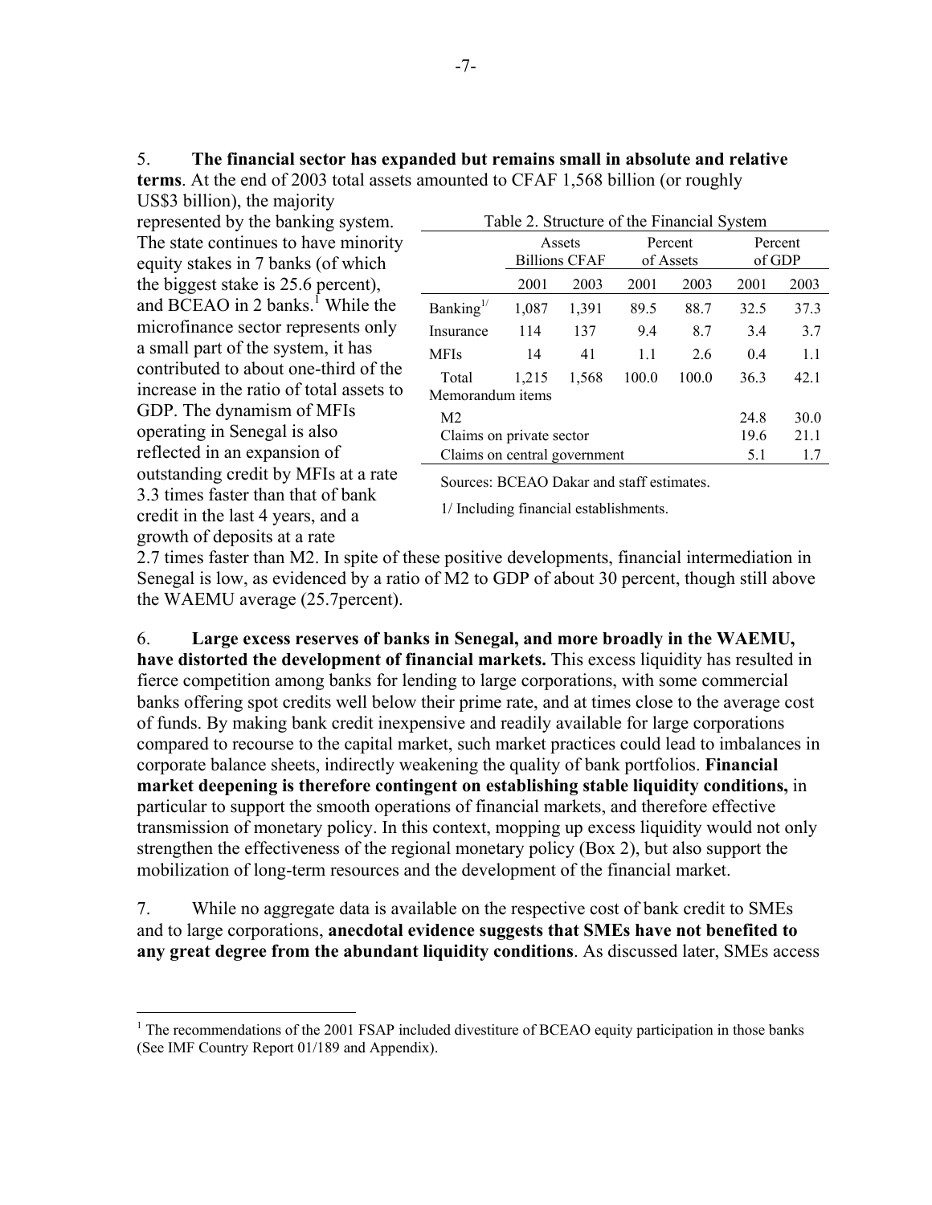5. **The financial sector has expanded but remains small in absolute and relative terms**. At the end of 2003 total assets amounted to CFAF 1,568 billion (or roughly US$3 billion), the majority represented by the banking system. The state continues to have minority equity stakes in 7 banks (of which the biggest stake is 25.6 percent), and BCEAO in 2 banks.[1] While the microfinance sector represents only a small part of the system, it has contributed to about one-third of the increase in the ratio of total assets to GDP. The dynamism of MFIs operating in Senegal is also reflected in an expansion of outstanding credit by MFIs at a rate 3.3 times faster than that of bank credit in the last 4 years, and a growth of deposits at a rate 2.7 times faster than M2. In spite of these positive developments, financial intermediation in Senegal is low, as evidenced by a ratio of M2 to GDP of about 30 percent, though still above the WAEMU average (25.7percent).

Table 2. Structure of the Financial System

| | Assets Billions CFAF | | Percent of Assets | | Percent of GDP | |
|---|---|---|---|---|---|---|
| | 2001 | 2003 | 2001 | 2003 | 2001 | 2003 |
| Banking[1/] | 1,087 | 1,391 | 89.5 | 88.7 | 32.5 | 37.3 |
| Insurance | 114 | 137 | 9.4 | 8.7 | 3.4 | 3.7 |
| MFIs | 14 | 41 | 1.1 | 2.6 | 0.4 | 1.1 |
| Total | 1,215 | 1,568 | 100.0 | 100.0 | 36.3 | 42.1 |
| Memorandum items | | | | | | |
| M2 | | | | | 24.8 | 30.0 |
| Claims on private sector | | | | | 19.6 | 21.1 |
| Claims on central government | | | | | 5.1 | 1.7 |

Sources: BCEAO Dakar and staff estimates.

1/ Including financial establishments.

6. **Large excess reserves of banks in Senegal, and more broadly in the WAEMU, have distorted the development of financial markets.** This excess liquidity has resulted in fierce competition among banks for lending to large corporations, with some commercial banks offering spot credits well below their prime rate, and at times close to the average cost of funds. By making bank credit inexpensive and readily available for large corporations compared to recourse to the capital market, such market practices could lead to imbalances in corporate balance sheets, indirectly weakening the quality of bank portfolios. **Financial market deepening is therefore contingent on establishing stable liquidity conditions,** in particular to support the smooth operations of financial markets, and therefore effective transmission of monetary policy. In this context, mopping up excess liquidity would not only strengthen the effectiveness of the regional monetary policy (Box 2), but also support the mobilization of long-term resources and the development of the financial market.

7. While no aggregate data is available on the respective cost of bank credit to SMEs and to large corporations, **anecdotal evidence suggests that SMEs have not benefited to any great degree from the abundant liquidity conditions**. As discussed later, SMEs access

[1] The recommendations of the 2001 FSAP included divestiture of BCEAO equity participation in those banks (See IMF Country Report 01/189 and Appendix).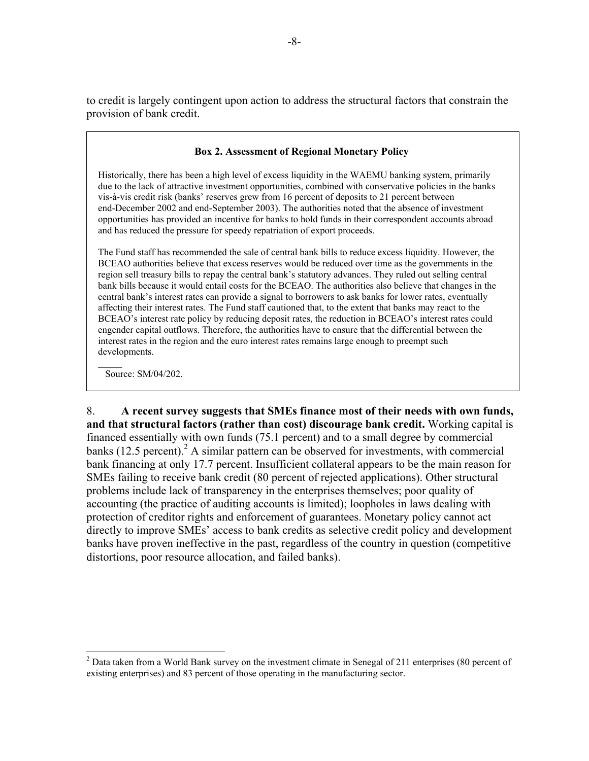to credit is largely contingent upon action to address the structural factors that constrain the provision of bank credit.

**Box 2. Assessment of Regional Monetary Policy**

Historically, there has been a high level of excess liquidity in the WAEMU banking system, primarily due to the lack of attractive investment opportunities, combined with conservative policies in the banks vis-à-vis credit risk (banks' reserves grew from 16 percent of deposits to 21 percent between end-December 2002 and end-September 2003). The authorities noted that the absence of investment opportunities has provided an incentive for banks to hold funds in their correspondent accounts abroad and has reduced the pressure for speedy repatriation of export proceeds.

The Fund staff has recommended the sale of central bank bills to reduce excess liquidity. However, the BCEAO authorities believe that excess reserves would be reduced over time as the governments in the region sell treasury bills to repay the central bank's statutory advances. They ruled out selling central bank bills because it would entail costs for the BCEAO. The authorities also believe that changes in the central bank's interest rates can provide a signal to borrowers to ask banks for lower rates, eventually affecting their interest rates. The Fund staff cautioned that, to the extent that banks may react to the BCEAO's interest rate policy by reducing deposit rates, the reduction in BCEAO's interest rates could engender capital outflows. Therefore, the authorities have to ensure that the differential between the interest rates in the region and the euro interest rates remains large enough to preempt such developments.

Source: SM/04/202.

8. **A recent survey suggests that SMEs finance most of their needs with own funds, and that structural factors (rather than cost) discourage bank credit.** Working capital is financed essentially with own funds (75.1 percent) and to a small degree by commercial banks (12.5 percent).[2] A similar pattern can be observed for investments, with commercial bank financing at only 17.7 percent. Insufficient collateral appears to be the main reason for SMEs failing to receive bank credit (80 percent of rejected applications). Other structural problems include lack of transparency in the enterprises themselves; poor quality of accounting (the practice of auditing accounts is limited); loopholes in laws dealing with protection of creditor rights and enforcement of guarantees. Monetary policy cannot act directly to improve SMEs' access to bank credits as selective credit policy and development banks have proven ineffective in the past, regardless of the country in question (competitive distortions, poor resource allocation, and failed banks).

[2] Data taken from a World Bank survey on the investment climate in Senegal of 211 enterprises (80 percent of existing enterprises) and 83 percent of those operating in the manufacturing sector.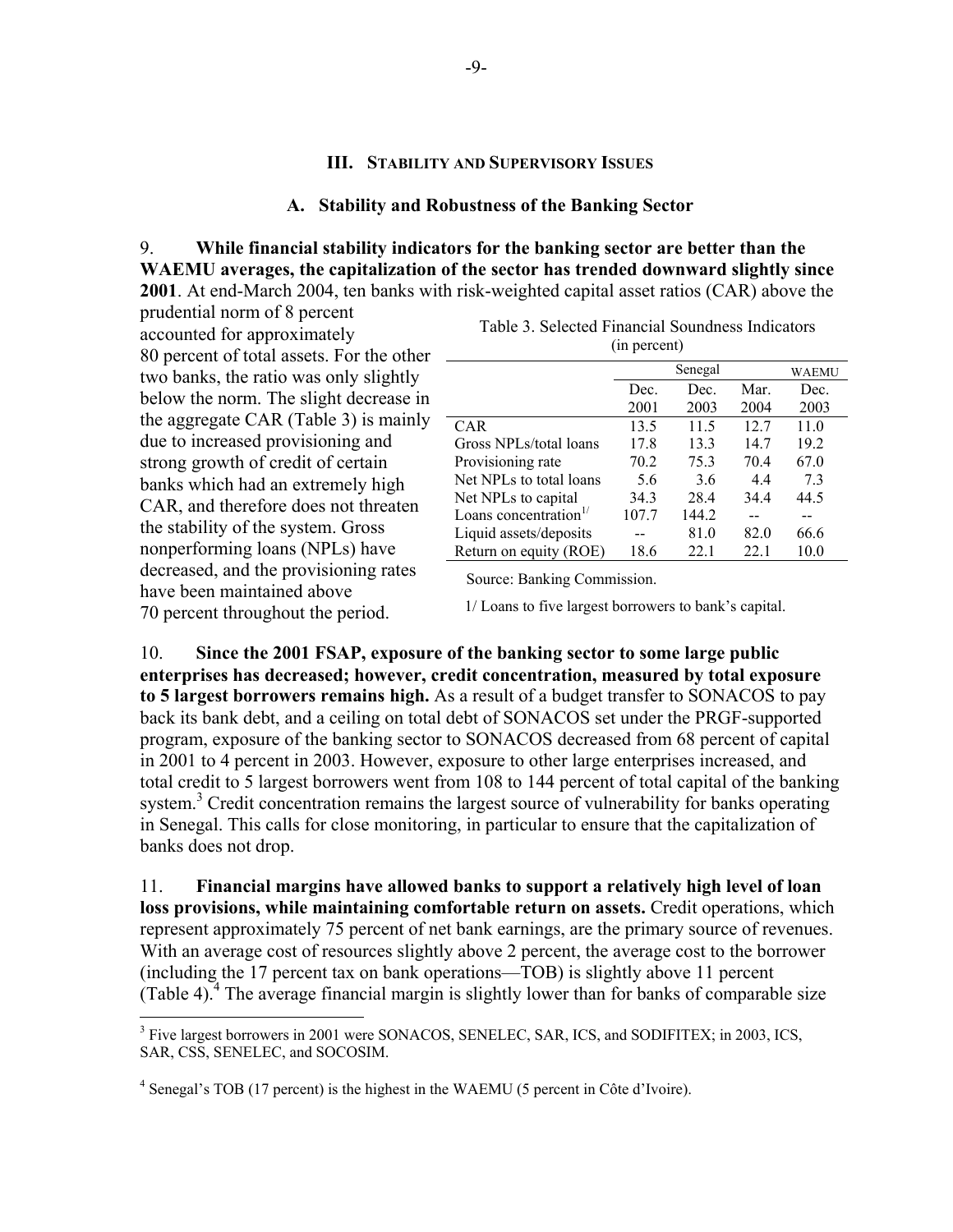## III. STABILITY AND SUPERVISORY ISSUES

### A. Stability and Robustness of the Banking Sector

9. **While financial stability indicators for the banking sector are better than the WAEMU averages, the capitalization of the sector has trended downward slightly since 2001**. At end-March 2004, ten banks with risk-weighted capital asset ratios (CAR) above the prudential norm of 8 percent accounted for approximately 80 percent of total assets. For the other two banks, the ratio was only slightly below the norm. The slight decrease in the aggregate CAR (Table 3) is mainly due to increased provisioning and strong growth of credit of certain banks which had an extremely high CAR, and therefore does not threaten the stability of the system. Gross nonperforming loans (NPLs) have decreased, and the provisioning rates have been maintained above 70 percent throughout the period.

Table 3. Selected Financial Soundness Indicators
(in percent)

| | Senegal | | | WAEMU |
|---|---|---|---|---|
| | Dec. 2001 | Dec. 2003 | Mar. 2004 | Dec. 2003 |
| CAR | 13.5 | 11.5 | 12.7 | 11.0 |
| Gross NPLs/total loans | 17.8 | 13.3 | 14.7 | 19.2 |
| Provisioning rate | 70.2 | 75.3 | 70.4 | 67.0 |
| Net NPLs to total loans | 5.6 | 3.6 | 4.4 | 7.3 |
| Net NPLs to capital | 34.3 | 28.4 | 34.4 | 44.5 |
| Loans concentration[1/] | 107.7 | 144.2 | -- | -- |
| Liquid assets/deposits | -- | 81.0 | 82.0 | 66.6 |
| Return on equity (ROE) | 18.6 | 22.1 | 22.1 | 10.0 |

Source: Banking Commission.

1/ Loans to five largest borrowers to bank's capital.

10. **Since the 2001 FSAP, exposure of the banking sector to some large public enterprises has decreased; however, credit concentration, measured by total exposure to 5 largest borrowers remains high.** As a result of a budget transfer to SONACOS to pay back its bank debt, and a ceiling on total debt of SONACOS set under the PRGF-supported program, exposure of the banking sector to SONACOS decreased from 68 percent of capital in 2001 to 4 percent in 2003. However, exposure to other large enterprises increased, and total credit to 5 largest borrowers went from 108 to 144 percent of total capital of the banking system.[3] Credit concentration remains the largest source of vulnerability for banks operating in Senegal. This calls for close monitoring, in particular to ensure that the capitalization of banks does not drop.

11. **Financial margins have allowed banks to support a relatively high level of loan loss provisions, while maintaining comfortable return on assets.** Credit operations, which represent approximately 75 percent of net bank earnings, are the primary source of revenues. With an average cost of resources slightly above 2 percent, the average cost to the borrower (including the 17 percent tax on bank operations—TOB) is slightly above 11 percent (Table 4).[4] The average financial margin is slightly lower than for banks of comparable size

---

[3] Five largest borrowers in 2001 were SONACOS, SENELEC, SAR, ICS, and SODIFITEX; in 2003, ICS, SAR, CSS, SENELEC, and SOCOSIM.

[4] Senegal's TOB (17 percent) is the highest in the WAEMU (5 percent in Côte d'Ivoire).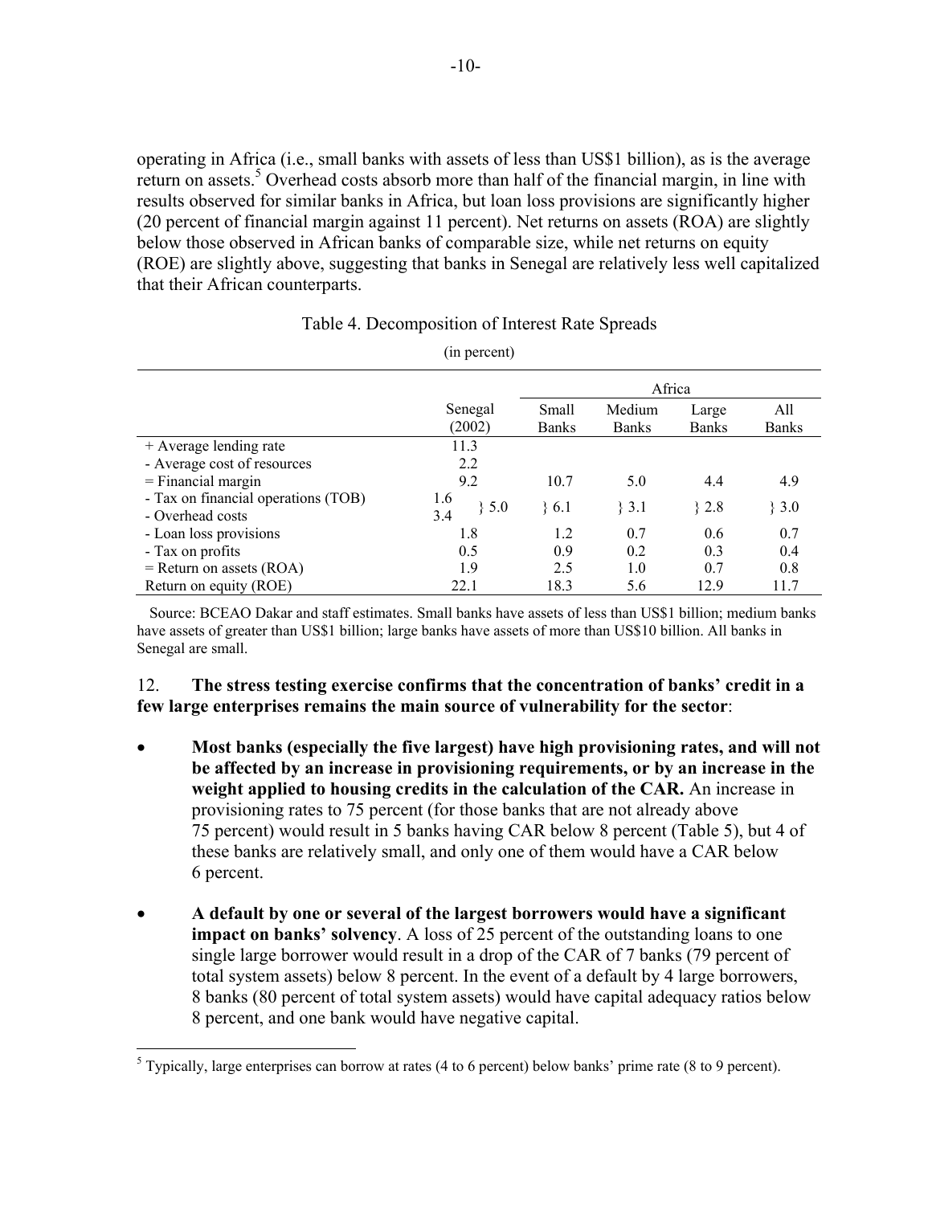operating in Africa (i.e., small banks with assets of less than US$1 billion), as is the average return on assets.[5] Overhead costs absorb more than half of the financial margin, in line with results observed for similar banks in Africa, but loan loss provisions are significantly higher (20 percent of financial margin against 11 percent). Net returns on assets (ROA) are slightly below those observed in African banks of comparable size, while net returns on equity (ROE) are slightly above, suggesting that banks in Senegal are relatively less well capitalized that their African counterparts.

Table 4. Decomposition of Interest Rate Spreads

(in percent)

| | Senegal (2002) | | Africa | | | |
|---|---|---|---|---|---|---|
| | | | Small Banks | Medium Banks | Large Banks | All Banks |
| + Average lending rate | 11.3 | | | | | |
| - Average cost of resources | 2.2 | | | | | |
| = Financial margin | 9.2 | | 10.7 | 5.0 | 4.4 | 4.9 |
| - Tax on financial operations (TOB) | 1.6 | } 5.0 | } 6.1 | } 3.1 | } 2.8 | } 3.0 |
| - Overhead costs | 3.4 | | | | | |
| - Loan loss provisions | 1.8 | | 1.2 | 0.7 | 0.6 | 0.7 |
| - Tax on profits | 0.5 | | 0.9 | 0.2 | 0.3 | 0.4 |
| = Return on assets (ROA) | 1.9 | | 2.5 | 1.0 | 0.7 | 0.8 |
| Return on equity (ROE) | 22.1 | | 18.3 | 5.6 | 12.9 | 11.7 |

Source: BCEAO Dakar and staff estimates. Small banks have assets of less than US$1 billion; medium banks have assets of greater than US$1 billion; large banks have assets of more than US$10 billion. All banks in Senegal are small.

12. **The stress testing exercise confirms that the concentration of banks' credit in a few large enterprises remains the main source of vulnerability for the sector**:

- **Most banks (especially the five largest) have high provisioning rates, and will not be affected by an increase in provisioning requirements, or by an increase in the weight applied to housing credits in the calculation of the CAR.** An increase in provisioning rates to 75 percent (for those banks that are not already above 75 percent) would result in 5 banks having CAR below 8 percent (Table 5), but 4 of these banks are relatively small, and only one of them would have a CAR below 6 percent.

- **A default by one or several of the largest borrowers would have a significant impact on banks' solvency**. A loss of 25 percent of the outstanding loans to one single large borrower would result in a drop of the CAR of 7 banks (79 percent of total system assets) below 8 percent. In the event of a default by 4 large borrowers, 8 banks (80 percent of total system assets) would have capital adequacy ratios below 8 percent, and one bank would have negative capital.

[5] Typically, large enterprises can borrow at rates (4 to 6 percent) below banks' prime rate (8 to 9 percent).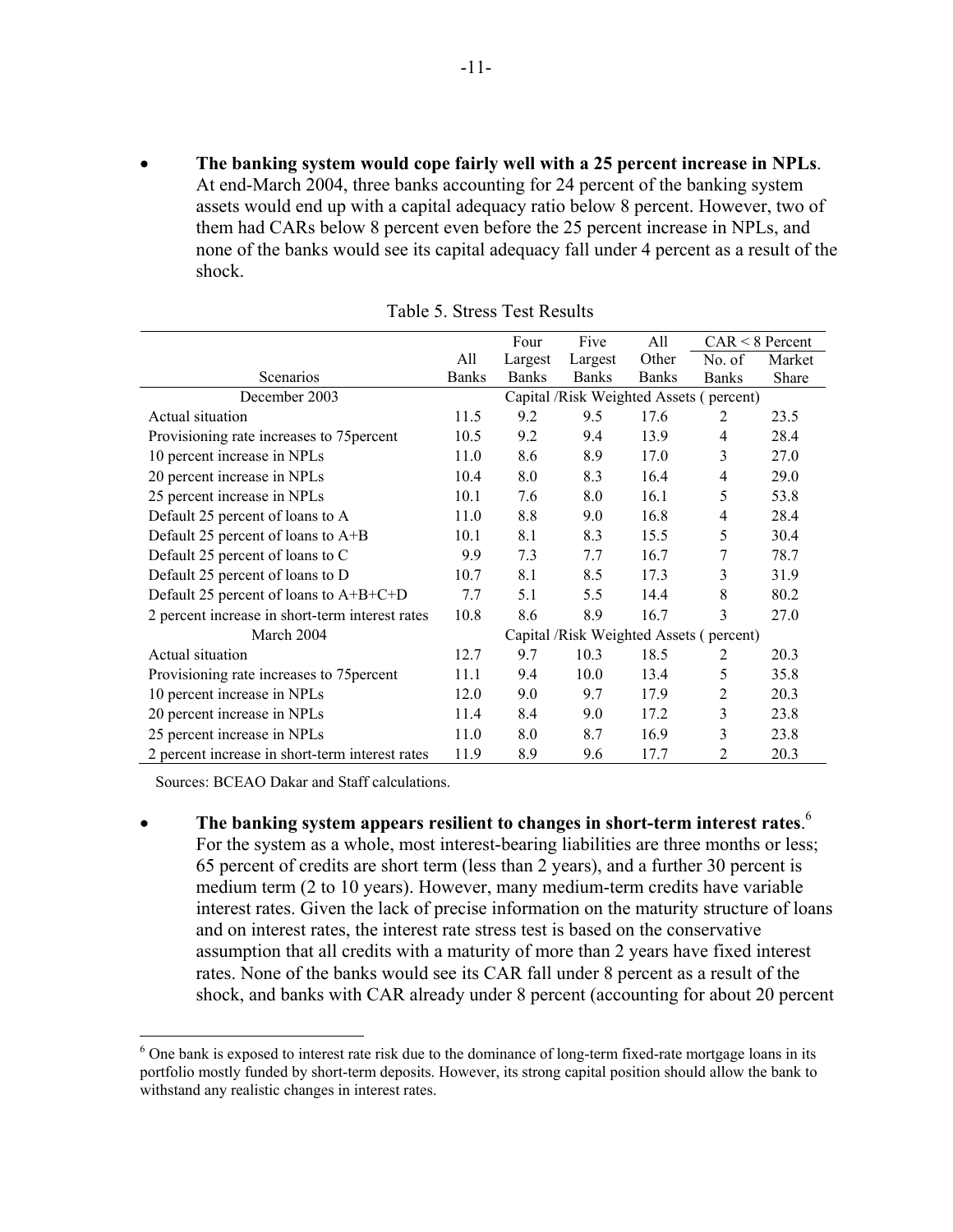- **The banking system would cope fairly well with a 25 percent increase in NPLs**. At end-March 2004, three banks accounting for 24 percent of the banking system assets would end up with a capital adequacy ratio below 8 percent. However, two of them had CARs below 8 percent even before the 25 percent increase in NPLs, and none of the banks would see its capital adequacy fall under 4 percent as a result of the shock.

Table 5. Stress Test Results

| Scenarios | All Banks | Four Largest Banks | Five Largest Banks | All Other Banks | CAR < 8 Percent: No. of Banks | CAR < 8 Percent: Market Share |
|---|---|---|---|---|---|---|
| December 2003 | Capital /Risk Weighted Assets ( percent) | | | | | |
| Actual situation | 11.5 | 9.2 | 9.5 | 17.6 | 2 | 23.5 |
| Provisioning rate increases to 75percent | 10.5 | 9.2 | 9.4 | 13.9 | 4 | 28.4 |
| 10 percent increase in NPLs | 11.0 | 8.6 | 8.9 | 17.0 | 3 | 27.0 |
| 20 percent increase in NPLs | 10.4 | 8.0 | 8.3 | 16.4 | 4 | 29.0 |
| 25 percent increase in NPLs | 10.1 | 7.6 | 8.0 | 16.1 | 5 | 53.8 |
| Default 25 percent of loans to A | 11.0 | 8.8 | 9.0 | 16.8 | 4 | 28.4 |
| Default 25 percent of loans to A+B | 10.1 | 8.1 | 8.3 | 15.5 | 5 | 30.4 |
| Default 25 percent of loans to C | 9.9 | 7.3 | 7.7 | 16.7 | 7 | 78.7 |
| Default 25 percent of loans to D | 10.7 | 8.1 | 8.5 | 17.3 | 3 | 31.9 |
| Default 25 percent of loans to A+B+C+D | 7.7 | 5.1 | 5.5 | 14.4 | 8 | 80.2 |
| 2 percent increase in short-term interest rates | 10.8 | 8.6 | 8.9 | 16.7 | 3 | 27.0 |
| March 2004 | Capital /Risk Weighted Assets ( percent) | | | | | |
| Actual situation | 12.7 | 9.7 | 10.3 | 18.5 | 2 | 20.3 |
| Provisioning rate increases to 75percent | 11.1 | 9.4 | 10.0 | 13.4 | 5 | 35.8 |
| 10 percent increase in NPLs | 12.0 | 9.0 | 9.7 | 17.9 | 2 | 20.3 |
| 20 percent increase in NPLs | 11.4 | 8.4 | 9.0 | 17.2 | 3 | 23.8 |
| 25 percent increase in NPLs | 11.0 | 8.0 | 8.7 | 16.9 | 3 | 23.8 |
| 2 percent increase in short-term interest rates | 11.9 | 8.9 | 9.6 | 17.7 | 2 | 20.3 |

Sources: BCEAO Dakar and Staff calculations.

- **The banking system appears resilient to changes in short-term interest rates**.[6] For the system as a whole, most interest-bearing liabilities are three months or less; 65 percent of credits are short term (less than 2 years), and a further 30 percent is medium term (2 to 10 years). However, many medium-term credits have variable interest rates. Given the lack of precise information on the maturity structure of loans and on interest rates, the interest rate stress test is based on the conservative assumption that all credits with a maturity of more than 2 years have fixed interest rates. None of the banks would see its CAR fall under 8 percent as a result of the shock, and banks with CAR already under 8 percent (accounting for about 20 percent

[6] One bank is exposed to interest rate risk due to the dominance of long-term fixed-rate mortgage loans in its portfolio mostly funded by short-term deposits. However, its strong capital position should allow the bank to withstand any realistic changes in interest rates.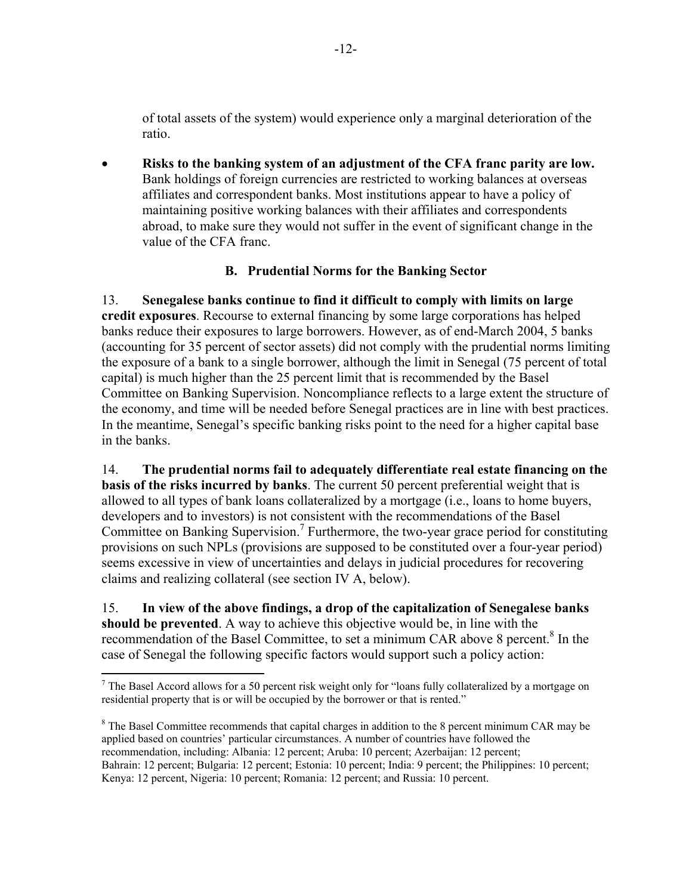of total assets of the system) would experience only a marginal deterioration of the ratio.

- **Risks to the banking system of an adjustment of the CFA franc parity are low.** Bank holdings of foreign currencies are restricted to working balances at overseas affiliates and correspondent banks. Most institutions appear to have a policy of maintaining positive working balances with their affiliates and correspondents abroad, to make sure they would not suffer in the event of significant change in the value of the CFA franc.

### B. Prudential Norms for the Banking Sector

13. **Senegalese banks continue to find it difficult to comply with limits on large credit exposures**. Recourse to external financing by some large corporations has helped banks reduce their exposures to large borrowers. However, as of end-March 2004, 5 banks (accounting for 35 percent of sector assets) did not comply with the prudential norms limiting the exposure of a bank to a single borrower, although the limit in Senegal (75 percent of total capital) is much higher than the 25 percent limit that is recommended by the Basel Committee on Banking Supervision. Noncompliance reflects to a large extent the structure of the economy, and time will be needed before Senegal practices are in line with best practices. In the meantime, Senegal's specific banking risks point to the need for a higher capital base in the banks.

14. **The prudential norms fail to adequately differentiate real estate financing on the basis of the risks incurred by banks**. The current 50 percent preferential weight that is allowed to all types of bank loans collateralized by a mortgage (i.e., loans to home buyers, developers and to investors) is not consistent with the recommendations of the Basel Committee on Banking Supervision.[7] Furthermore, the two-year grace period for constituting provisions on such NPLs (provisions are supposed to be constituted over a four-year period) seems excessive in view of uncertainties and delays in judicial procedures for recovering claims and realizing collateral (see section IV A, below).

15. **In view of the above findings, a drop of the capitalization of Senegalese banks should be prevented**. A way to achieve this objective would be, in line with the recommendation of the Basel Committee, to set a minimum CAR above 8 percent.[8] In the case of Senegal the following specific factors would support such a policy action:

---

[7] The Basel Accord allows for a 50 percent risk weight only for "loans fully collateralized by a mortgage on residential property that is or will be occupied by the borrower or that is rented."

[8] The Basel Committee recommends that capital charges in addition to the 8 percent minimum CAR may be applied based on countries' particular circumstances. A number of countries have followed the recommendation, including: Albania: 12 percent; Aruba: 10 percent; Azerbaijan: 12 percent; Bahrain: 12 percent; Bulgaria: 12 percent; Estonia: 10 percent; India: 9 percent; the Philippines: 10 percent; Kenya: 12 percent, Nigeria: 10 percent; Romania: 12 percent; and Russia: 10 percent.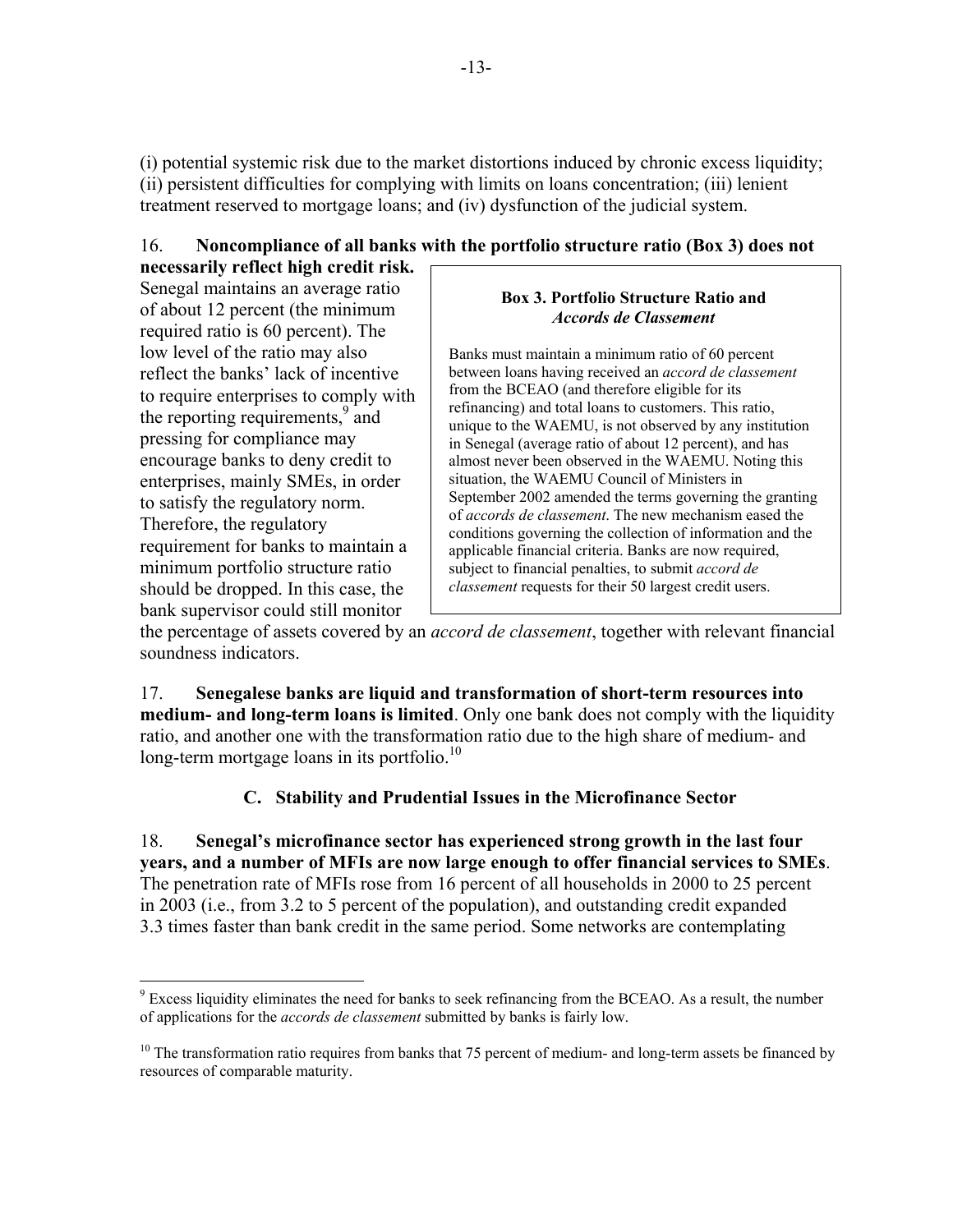(i) potential systemic risk due to the market distortions induced by chronic excess liquidity; (ii) persistent difficulties for complying with limits on loans concentration; (iii) lenient treatment reserved to mortgage loans; and (iv) dysfunction of the judicial system.

16. **Noncompliance of all banks with the portfolio structure ratio (Box 3) does not necessarily reflect high credit risk.** Senegal maintains an average ratio of about 12 percent (the minimum required ratio is 60 percent). The low level of the ratio may also reflect the banks' lack of incentive to require enterprises to comply with the reporting requirements,[9] and pressing for compliance may encourage banks to deny credit to enterprises, mainly SMEs, in order to satisfy the regulatory norm. Therefore, the regulatory requirement for banks to maintain a minimum portfolio structure ratio should be dropped. In this case, the bank supervisor could still monitor the percentage of assets covered by an *accord de classement*, together with relevant financial soundness indicators.

> **Box 3. Portfolio Structure Ratio and *Accords de Classement***
>
> Banks must maintain a minimum ratio of 60 percent between loans having received an *accord de classement* from the BCEAO (and therefore eligible for its refinancing) and total loans to customers. This ratio, unique to the WAEMU, is not observed by any institution in Senegal (average ratio of about 12 percent), and has almost never been observed in the WAEMU. Noting this situation, the WAEMU Council of Ministers in September 2002 amended the terms governing the granting of *accords de classement*. The new mechanism eased the conditions governing the collection of information and the applicable financial criteria. Banks are now required, subject to financial penalties, to submit *accord de classement* requests for their 50 largest credit users.

17. **Senegalese banks are liquid and transformation of short-term resources into medium- and long-term loans is limited**. Only one bank does not comply with the liquidity ratio, and another one with the transformation ratio due to the high share of medium- and long-term mortgage loans in its portfolio.[10]

### C. Stability and Prudential Issues in the Microfinance Sector

18. **Senegal's microfinance sector has experienced strong growth in the last four years, and a number of MFIs are now large enough to offer financial services to SMEs**. The penetration rate of MFIs rose from 16 percent of all households in 2000 to 25 percent in 2003 (i.e., from 3.2 to 5 percent of the population), and outstanding credit expanded 3.3 times faster than bank credit in the same period. Some networks are contemplating

---

[9] Excess liquidity eliminates the need for banks to seek refinancing from the BCEAO. As a result, the number of applications for the *accords de classement* submitted by banks is fairly low.

[10] The transformation ratio requires from banks that 75 percent of medium- and long-term assets be financed by resources of comparable maturity.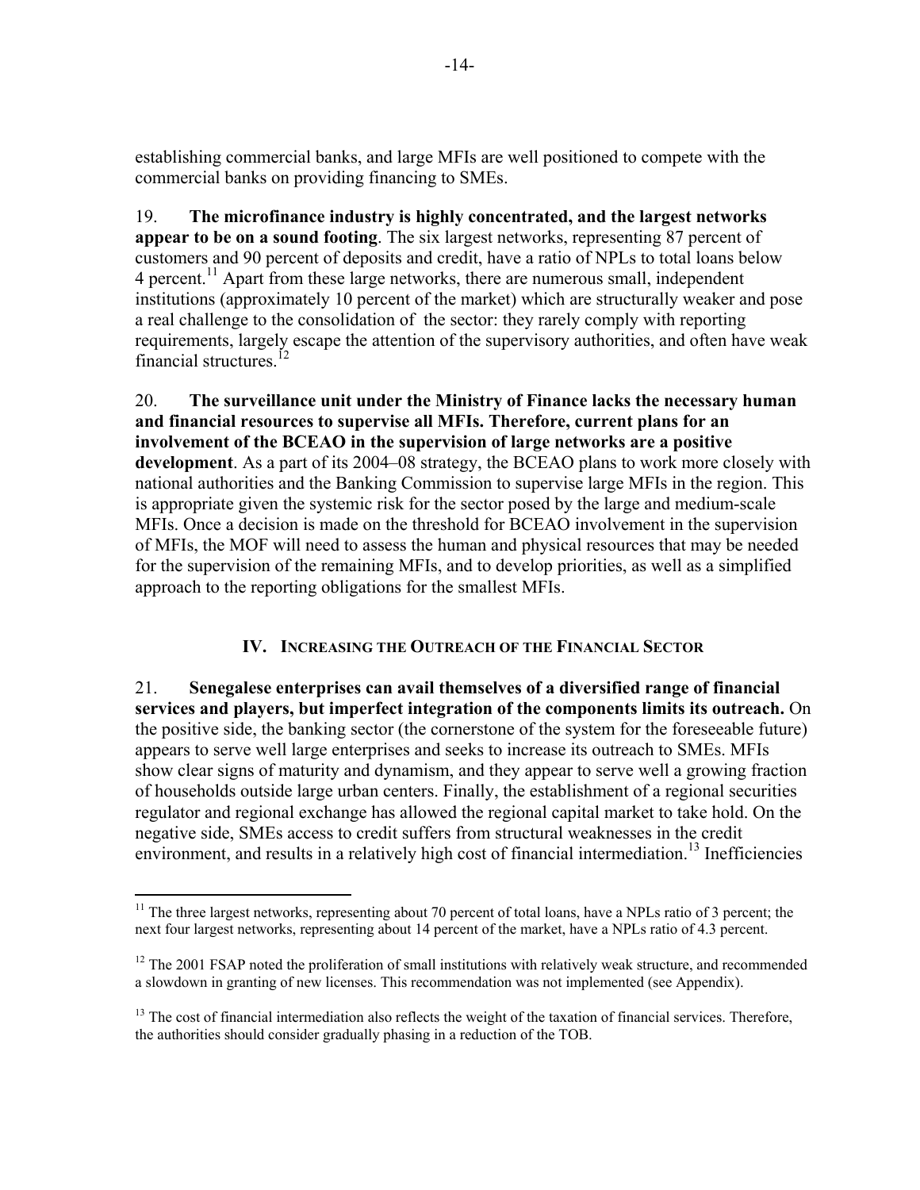establishing commercial banks, and large MFIs are well positioned to compete with the commercial banks on providing financing to SMEs.

19. **The microfinance industry is highly concentrated, and the largest networks appear to be on a sound footing**. The six largest networks, representing 87 percent of customers and 90 percent of deposits and credit, have a ratio of NPLs to total loans below 4 percent.[11] Apart from these large networks, there are numerous small, independent institutions (approximately 10 percent of the market) which are structurally weaker and pose a real challenge to the consolidation of the sector: they rarely comply with reporting requirements, largely escape the attention of the supervisory authorities, and often have weak financial structures.[12]

20. **The surveillance unit under the Ministry of Finance lacks the necessary human and financial resources to supervise all MFIs. Therefore, current plans for an involvement of the BCEAO in the supervision of large networks are a positive development**. As a part of its 2004–08 strategy, the BCEAO plans to work more closely with national authorities and the Banking Commission to supervise large MFIs in the region. This is appropriate given the systemic risk for the sector posed by the large and medium-scale MFIs. Once a decision is made on the threshold for BCEAO involvement in the supervision of MFIs, the MOF will need to assess the human and physical resources that may be needed for the supervision of the remaining MFIs, and to develop priorities, as well as a simplified approach to the reporting obligations for the smallest MFIs.

## IV. Increasing the Outreach of the Financial Sector

21. **Senegalese enterprises can avail themselves of a diversified range of financial services and players, but imperfect integration of the components limits its outreach.** On the positive side, the banking sector (the cornerstone of the system for the foreseeable future) appears to serve well large enterprises and seeks to increase its outreach to SMEs. MFIs show clear signs of maturity and dynamism, and they appear to serve well a growing fraction of households outside large urban centers. Finally, the establishment of a regional securities regulator and regional exchange has allowed the regional capital market to take hold. On the negative side, SMEs access to credit suffers from structural weaknesses in the credit environment, and results in a relatively high cost of financial intermediation.[13] Inefficiencies

---

[11] The three largest networks, representing about 70 percent of total loans, have a NPLs ratio of 3 percent; the next four largest networks, representing about 14 percent of the market, have a NPLs ratio of 4.3 percent.

[12] The 2001 FSAP noted the proliferation of small institutions with relatively weak structure, and recommended a slowdown in granting of new licenses. This recommendation was not implemented (see Appendix).

[13] The cost of financial intermediation also reflects the weight of the taxation of financial services. Therefore, the authorities should consider gradually phasing in a reduction of the TOB.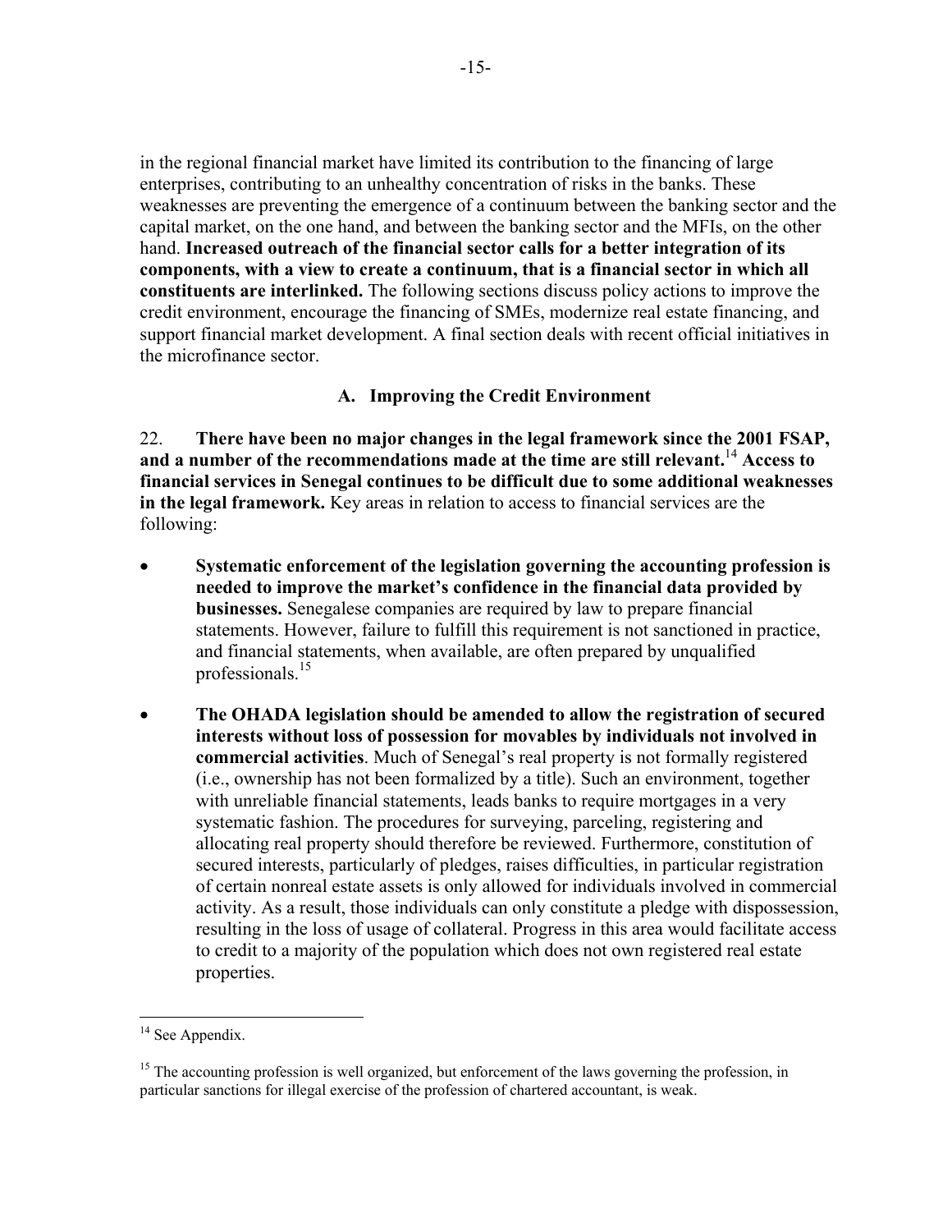in the regional financial market have limited its contribution to the financing of large enterprises, contributing to an unhealthy concentration of risks in the banks. These weaknesses are preventing the emergence of a continuum between the banking sector and the capital market, on the one hand, and between the banking sector and the MFIs, on the other hand. **Increased outreach of the financial sector calls for a better integration of its components, with a view to create a continuum, that is a financial sector in which all constituents are interlinked.** The following sections discuss policy actions to improve the credit environment, encourage the financing of SMEs, modernize real estate financing, and support financial market development. A final section deals with recent official initiatives in the microfinance sector.

### A. Improving the Credit Environment

22. **There have been no major changes in the legal framework since the 2001 FSAP, and a number of the recommendations made at the time are still relevant.**[14] **Access to financial services in Senegal continues to be difficult due to some additional weaknesses in the legal framework.** Key areas in relation to access to financial services are the following:

- **Systematic enforcement of the legislation governing the accounting profession is needed to improve the market's confidence in the financial data provided by businesses.** Senegalese companies are required by law to prepare financial statements. However, failure to fulfill this requirement is not sanctioned in practice, and financial statements, when available, are often prepared by unqualified professionals.[15]

- **The OHADA legislation should be amended to allow the registration of secured interests without loss of possession for movables by individuals not involved in commercial activities**. Much of Senegal's real property is not formally registered (i.e., ownership has not been formalized by a title). Such an environment, together with unreliable financial statements, leads banks to require mortgages in a very systematic fashion. The procedures for surveying, parceling, registering and allocating real property should therefore be reviewed. Furthermore, constitution of secured interests, particularly of pledges, raises difficulties, in particular registration of certain nonreal estate assets is only allowed for individuals involved in commercial activity. As a result, those individuals can only constitute a pledge with dispossession, resulting in the loss of usage of collateral. Progress in this area would facilitate access to credit to a majority of the population which does not own registered real estate properties.

---

[14] See Appendix.

[15] The accounting profession is well organized, but enforcement of the laws governing the profession, in particular sanctions for illegal exercise of the profession of chartered accountant, is weak.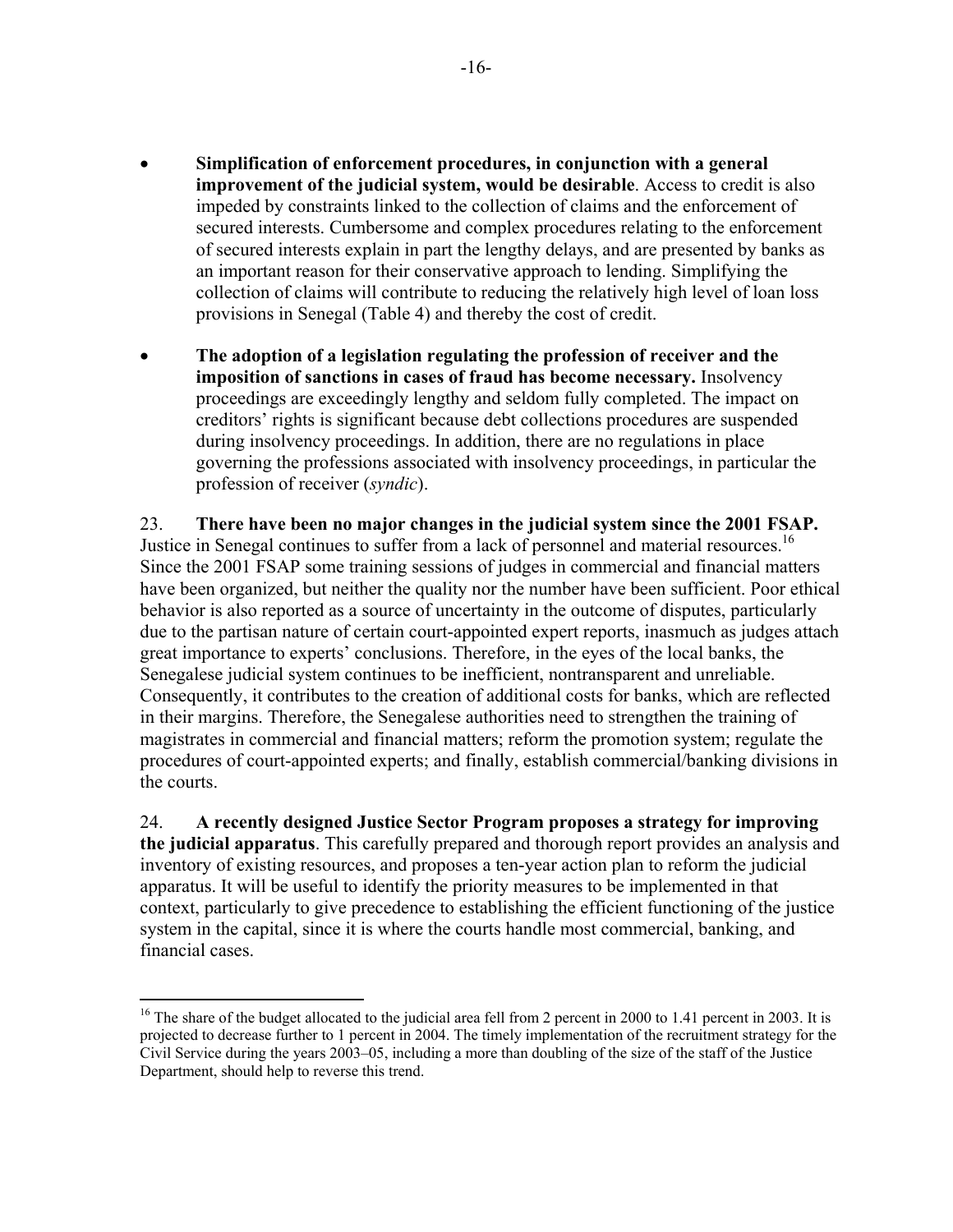- **Simplification of enforcement procedures, in conjunction with a general improvement of the judicial system, would be desirable**. Access to credit is also impeded by constraints linked to the collection of claims and the enforcement of secured interests. Cumbersome and complex procedures relating to the enforcement of secured interests explain in part the lengthy delays, and are presented by banks as an important reason for their conservative approach to lending. Simplifying the collection of claims will contribute to reducing the relatively high level of loan loss provisions in Senegal (Table 4) and thereby the cost of credit.

- **The adoption of a legislation regulating the profession of receiver and the imposition of sanctions in cases of fraud has become necessary.** Insolvency proceedings are exceedingly lengthy and seldom fully completed. The impact on creditors' rights is significant because debt collections procedures are suspended during insolvency proceedings. In addition, there are no regulations in place governing the professions associated with insolvency proceedings, in particular the profession of receiver (*syndic*).

23. **There have been no major changes in the judicial system since the 2001 FSAP.** Justice in Senegal continues to suffer from a lack of personnel and material resources.[16] Since the 2001 FSAP some training sessions of judges in commercial and financial matters have been organized, but neither the quality nor the number have been sufficient. Poor ethical behavior is also reported as a source of uncertainty in the outcome of disputes, particularly due to the partisan nature of certain court-appointed expert reports, inasmuch as judges attach great importance to experts' conclusions. Therefore, in the eyes of the local banks, the Senegalese judicial system continues to be inefficient, nontransparent and unreliable. Consequently, it contributes to the creation of additional costs for banks, which are reflected in their margins. Therefore, the Senegalese authorities need to strengthen the training of magistrates in commercial and financial matters; reform the promotion system; regulate the procedures of court-appointed experts; and finally, establish commercial/banking divisions in the courts.

24. **A recently designed Justice Sector Program proposes a strategy for improving the judicial apparatus**. This carefully prepared and thorough report provides an analysis and inventory of existing resources, and proposes a ten-year action plan to reform the judicial apparatus. It will be useful to identify the priority measures to be implemented in that context, particularly to give precedence to establishing the efficient functioning of the justice system in the capital, since it is where the courts handle most commercial, banking, and financial cases.

---

[16] The share of the budget allocated to the judicial area fell from 2 percent in 2000 to 1.41 percent in 2003. It is projected to decrease further to 1 percent in 2004. The timely implementation of the recruitment strategy for the Civil Service during the years 2003–05, including a more than doubling of the size of the staff of the Justice Department, should help to reverse this trend.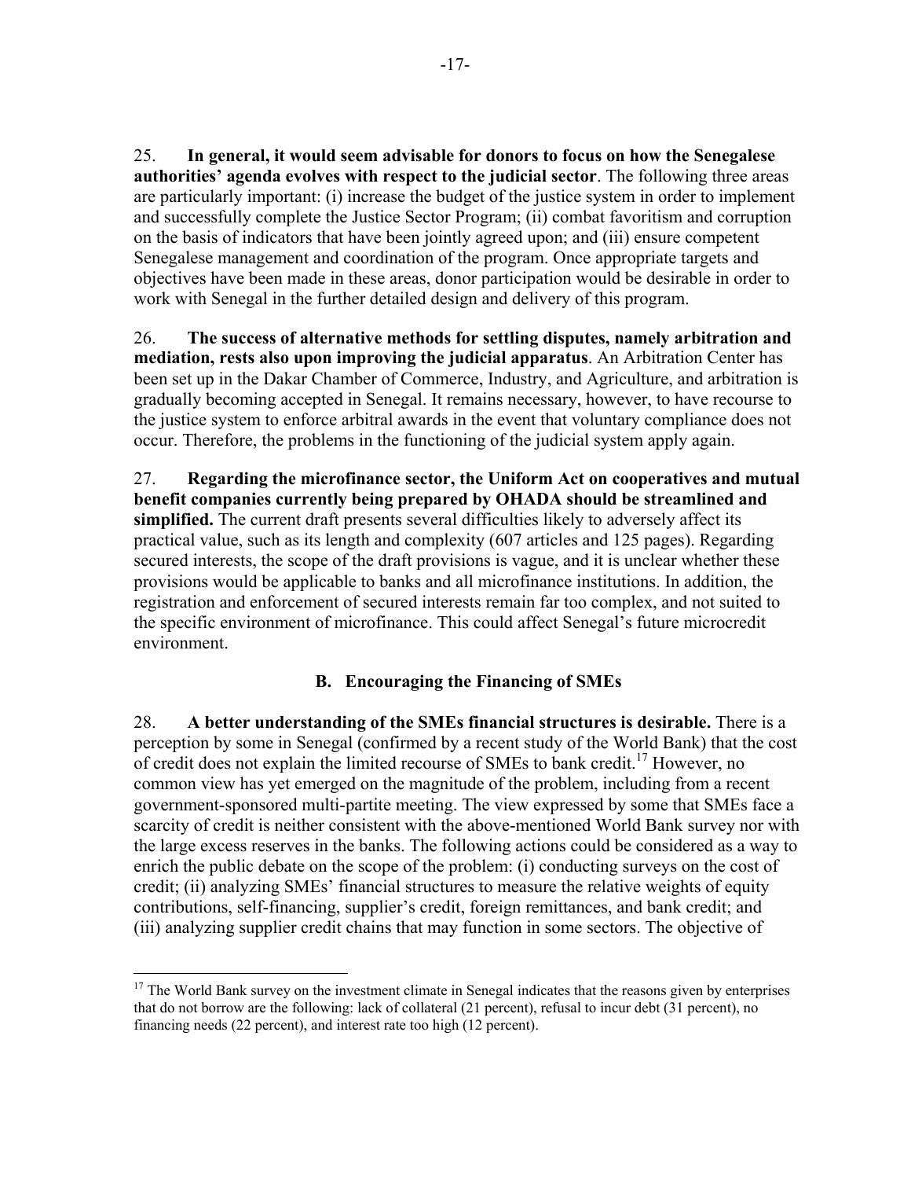25. **In general, it would seem advisable for donors to focus on how the Senegalese authorities' agenda evolves with respect to the judicial sector**. The following three areas are particularly important: (i) increase the budget of the justice system in order to implement and successfully complete the Justice Sector Program; (ii) combat favoritism and corruption on the basis of indicators that have been jointly agreed upon; and (iii) ensure competent Senegalese management and coordination of the program. Once appropriate targets and objectives have been made in these areas, donor participation would be desirable in order to work with Senegal in the further detailed design and delivery of this program.

26. **The success of alternative methods for settling disputes, namely arbitration and mediation, rests also upon improving the judicial apparatus**. An Arbitration Center has been set up in the Dakar Chamber of Commerce, Industry, and Agriculture, and arbitration is gradually becoming accepted in Senegal. It remains necessary, however, to have recourse to the justice system to enforce arbitral awards in the event that voluntary compliance does not occur. Therefore, the problems in the functioning of the judicial system apply again.

27. **Regarding the microfinance sector, the Uniform Act on cooperatives and mutual benefit companies currently being prepared by OHADA should be streamlined and simplified.** The current draft presents several difficulties likely to adversely affect its practical value, such as its length and complexity (607 articles and 125 pages). Regarding secured interests, the scope of the draft provisions is vague, and it is unclear whether these provisions would be applicable to banks and all microfinance institutions. In addition, the registration and enforcement of secured interests remain far too complex, and not suited to the specific environment of microfinance. This could affect Senegal's future microcredit environment.

### B. Encouraging the Financing of SMEs

28. **A better understanding of the SMEs financial structures is desirable.** There is a perception by some in Senegal (confirmed by a recent study of the World Bank) that the cost of credit does not explain the limited recourse of SMEs to bank credit.[17] However, no common view has yet emerged on the magnitude of the problem, including from a recent government-sponsored multi-partite meeting. The view expressed by some that SMEs face a scarcity of credit is neither consistent with the above-mentioned World Bank survey nor with the large excess reserves in the banks. The following actions could be considered as a way to enrich the public debate on the scope of the problem: (i) conducting surveys on the cost of credit; (ii) analyzing SMEs' financial structures to measure the relative weights of equity contributions, self-financing, supplier's credit, foreign remittances, and bank credit; and (iii) analyzing supplier credit chains that may function in some sectors. The objective of

---

[17] The World Bank survey on the investment climate in Senegal indicates that the reasons given by enterprises that do not borrow are the following: lack of collateral (21 percent), refusal to incur debt (31 percent), no financing needs (22 percent), and interest rate too high (12 percent).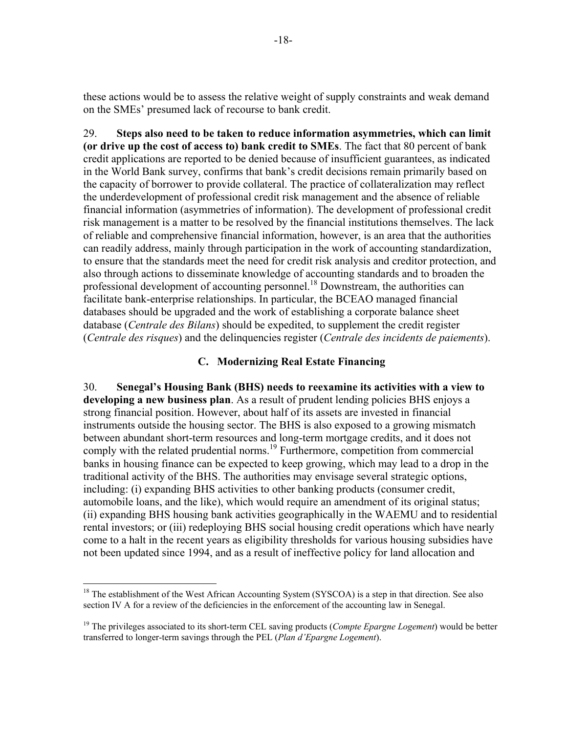these actions would be to assess the relative weight of supply constraints and weak demand on the SMEs' presumed lack of recourse to bank credit.

29. **Steps also need to be taken to reduce information asymmetries, which can limit (or drive up the cost of access to) bank credit to SMEs**. The fact that 80 percent of bank credit applications are reported to be denied because of insufficient guarantees, as indicated in the World Bank survey, confirms that bank's credit decisions remain primarily based on the capacity of borrower to provide collateral. The practice of collateralization may reflect the underdevelopment of professional credit risk management and the absence of reliable financial information (asymmetries of information). The development of professional credit risk management is a matter to be resolved by the financial institutions themselves. The lack of reliable and comprehensive financial information, however, is an area that the authorities can readily address, mainly through participation in the work of accounting standardization, to ensure that the standards meet the need for credit risk analysis and creditor protection, and also through actions to disseminate knowledge of accounting standards and to broaden the professional development of accounting personnel.[18] Downstream, the authorities can facilitate bank-enterprise relationships. In particular, the BCEAO managed financial databases should be upgraded and the work of establishing a corporate balance sheet database (*Centrale des Bilans*) should be expedited, to supplement the credit register (*Centrale des risques*) and the delinquencies register (*Centrale des incidents de paiements*).

### C. Modernizing Real Estate Financing

30. **Senegal's Housing Bank (BHS) needs to reexamine its activities with a view to developing a new business plan**. As a result of prudent lending policies BHS enjoys a strong financial position. However, about half of its assets are invested in financial instruments outside the housing sector. The BHS is also exposed to a growing mismatch between abundant short-term resources and long-term mortgage credits, and it does not comply with the related prudential norms.[19] Furthermore, competition from commercial banks in housing finance can be expected to keep growing, which may lead to a drop in the traditional activity of the BHS. The authorities may envisage several strategic options, including: (i) expanding BHS activities to other banking products (consumer credit, automobile loans, and the like), which would require an amendment of its original status; (ii) expanding BHS housing bank activities geographically in the WAEMU and to residential rental investors; or (iii) redeploying BHS social housing credit operations which have nearly come to a halt in the recent years as eligibility thresholds for various housing subsidies have not been updated since 1994, and as a result of ineffective policy for land allocation and

---

[18] The establishment of the West African Accounting System (SYSCOA) is a step in that direction. See also section IV A for a review of the deficiencies in the enforcement of the accounting law in Senegal.

[19] The privileges associated to its short-term CEL saving products (*Compte Epargne Logement*) would be better transferred to longer-term savings through the PEL (*Plan d'Epargne Logement*).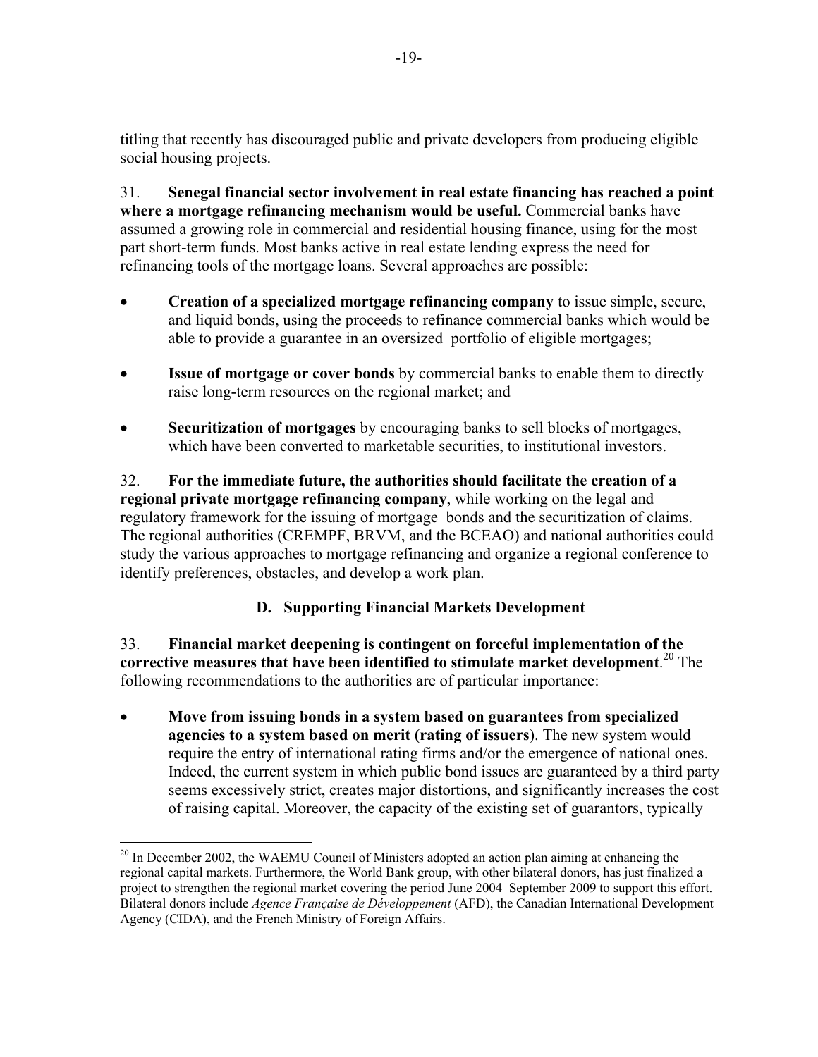titling that recently has discouraged public and private developers from producing eligible social housing projects.

31. **Senegal financial sector involvement in real estate financing has reached a point where a mortgage refinancing mechanism would be useful.** Commercial banks have assumed a growing role in commercial and residential housing finance, using for the most part short-term funds. Most banks active in real estate lending express the need for refinancing tools of the mortgage loans. Several approaches are possible:

- **Creation of a specialized mortgage refinancing company** to issue simple, secure, and liquid bonds, using the proceeds to refinance commercial banks which would be able to provide a guarantee in an oversized portfolio of eligible mortgages;
- **Issue of mortgage or cover bonds** by commercial banks to enable them to directly raise long-term resources on the regional market; and
- **Securitization of mortgages** by encouraging banks to sell blocks of mortgages, which have been converted to marketable securities, to institutional investors.

32. **For the immediate future, the authorities should facilitate the creation of a regional private mortgage refinancing company**, while working on the legal and regulatory framework for the issuing of mortgage bonds and the securitization of claims. The regional authorities (CREMPF, BRVM, and the BCEAO) and national authorities could study the various approaches to mortgage refinancing and organize a regional conference to identify preferences, obstacles, and develop a work plan.

### D. Supporting Financial Markets Development

33. **Financial market deepening is contingent on forceful implementation of the corrective measures that have been identified to stimulate market development**.[20] The following recommendations to the authorities are of particular importance:

- **Move from issuing bonds in a system based on guarantees from specialized agencies to a system based on merit (rating of issuers**). The new system would require the entry of international rating firms and/or the emergence of national ones. Indeed, the current system in which public bond issues are guaranteed by a third party seems excessively strict, creates major distortions, and significantly increases the cost of raising capital. Moreover, the capacity of the existing set of guarantors, typically

---

[20] In December 2002, the WAEMU Council of Ministers adopted an action plan aiming at enhancing the regional capital markets. Furthermore, the World Bank group, with other bilateral donors, has just finalized a project to strengthen the regional market covering the period June 2004–September 2009 to support this effort. Bilateral donors include *Agence Française de Développement* (AFD), the Canadian International Development Agency (CIDA), and the French Ministry of Foreign Affairs.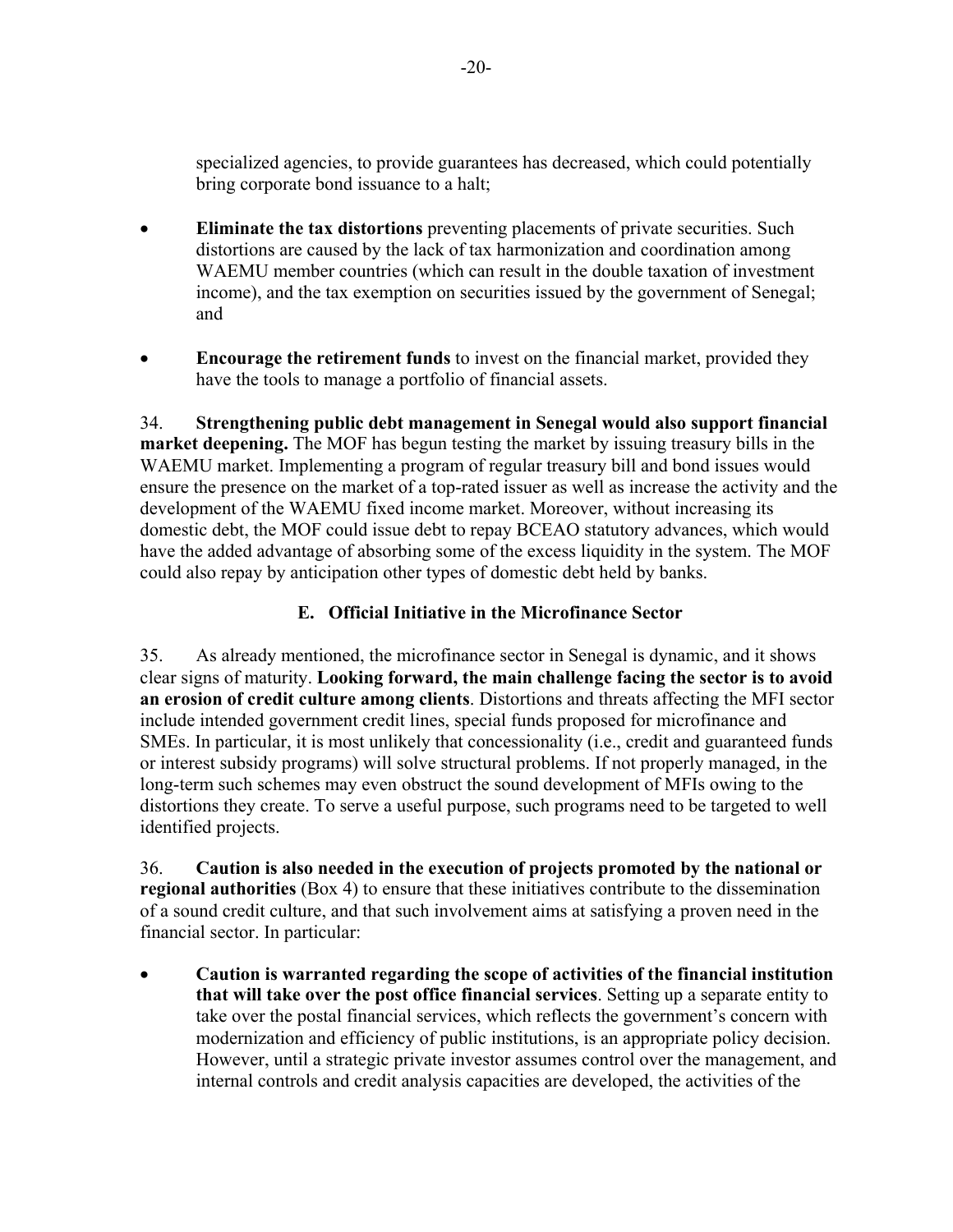specialized agencies, to provide guarantees has decreased, which could potentially bring corporate bond issuance to a halt;

- **Eliminate the tax distortions** preventing placements of private securities. Such distortions are caused by the lack of tax harmonization and coordination among WAEMU member countries (which can result in the double taxation of investment income), and the tax exemption on securities issued by the government of Senegal; and

- **Encourage the retirement funds** to invest on the financial market, provided they have the tools to manage a portfolio of financial assets.

34. **Strengthening public debt management in Senegal would also support financial market deepening.** The MOF has begun testing the market by issuing treasury bills in the WAEMU market. Implementing a program of regular treasury bill and bond issues would ensure the presence on the market of a top-rated issuer as well as increase the activity and the development of the WAEMU fixed income market. Moreover, without increasing its domestic debt, the MOF could issue debt to repay BCEAO statutory advances, which would have the added advantage of absorbing some of the excess liquidity in the system. The MOF could also repay by anticipation other types of domestic debt held by banks.

### E. Official Initiative in the Microfinance Sector

35. As already mentioned, the microfinance sector in Senegal is dynamic, and it shows clear signs of maturity. **Looking forward, the main challenge facing the sector is to avoid an erosion of credit culture among clients**. Distortions and threats affecting the MFI sector include intended government credit lines, special funds proposed for microfinance and SMEs. In particular, it is most unlikely that concessionality (i.e., credit and guaranteed funds or interest subsidy programs) will solve structural problems. If not properly managed, in the long-term such schemes may even obstruct the sound development of MFIs owing to the distortions they create. To serve a useful purpose, such programs need to be targeted to well identified projects.

36. **Caution is also needed in the execution of projects promoted by the national or regional authorities** (Box 4) to ensure that these initiatives contribute to the dissemination of a sound credit culture, and that such involvement aims at satisfying a proven need in the financial sector. In particular:

- **Caution is warranted regarding the scope of activities of the financial institution that will take over the post office financial services**. Setting up a separate entity to take over the postal financial services, which reflects the government's concern with modernization and efficiency of public institutions, is an appropriate policy decision. However, until a strategic private investor assumes control over the management, and internal controls and credit analysis capacities are developed, the activities of the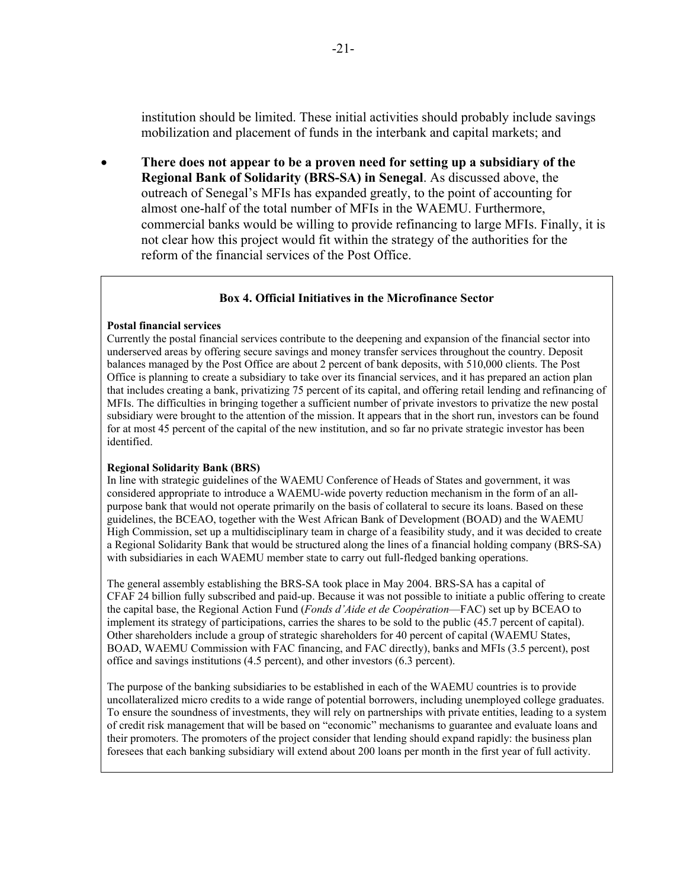institution should be limited. These initial activities should probably include savings mobilization and placement of funds in the interbank and capital markets; and

- **There does not appear to be a proven need for setting up a subsidiary of the Regional Bank of Solidarity (BRS-SA) in Senegal**. As discussed above, the outreach of Senegal's MFIs has expanded greatly, to the point of accounting for almost one-half of the total number of MFIs in the WAEMU. Furthermore, commercial banks would be willing to provide refinancing to large MFIs. Finally, it is not clear how this project would fit within the strategy of the authorities for the reform of the financial services of the Post Office.

### Box 4. Official Initiatives in the Microfinance Sector

**Postal financial services**

Currently the postal financial services contribute to the deepening and expansion of the financial sector into underserved areas by offering secure savings and money transfer services throughout the country. Deposit balances managed by the Post Office are about 2 percent of bank deposits, with 510,000 clients. The Post Office is planning to create a subsidiary to take over its financial services, and it has prepared an action plan that includes creating a bank, privatizing 75 percent of its capital, and offering retail lending and refinancing of MFIs. The difficulties in bringing together a sufficient number of private investors to privatize the new postal subsidiary were brought to the attention of the mission. It appears that in the short run, investors can be found for at most 45 percent of the capital of the new institution, and so far no private strategic investor has been identified.

**Regional Solidarity Bank (BRS)**

In line with strategic guidelines of the WAEMU Conference of Heads of States and government, it was considered appropriate to introduce a WAEMU-wide poverty reduction mechanism in the form of an all-purpose bank that would not operate primarily on the basis of collateral to secure its loans. Based on these guidelines, the BCEAO, together with the West African Bank of Development (BOAD) and the WAEMU High Commission, set up a multidisciplinary team in charge of a feasibility study, and it was decided to create a Regional Solidarity Bank that would be structured along the lines of a financial holding company (BRS-SA) with subsidiaries in each WAEMU member state to carry out full-fledged banking operations.

The general assembly establishing the BRS-SA took place in May 2004. BRS-SA has a capital of CFAF 24 billion fully subscribed and paid-up. Because it was not possible to initiate a public offering to create the capital base, the Regional Action Fund (*Fonds d'Aide et de Coopération*—FAC) set up by BCEAO to implement its strategy of participations, carries the shares to be sold to the public (45.7 percent of capital). Other shareholders include a group of strategic shareholders for 40 percent of capital (WAEMU States, BOAD, WAEMU Commission with FAC financing, and FAC directly), banks and MFIs (3.5 percent), post office and savings institutions (4.5 percent), and other investors (6.3 percent).

The purpose of the banking subsidiaries to be established in each of the WAEMU countries is to provide uncollateralized micro credits to a wide range of potential borrowers, including unemployed college graduates. To ensure the soundness of investments, they will rely on partnerships with private entities, leading to a system of credit risk management that will be based on "economic" mechanisms to guarantee and evaluate loans and their promoters. The promoters of the project consider that lending should expand rapidly: the business plan foresees that each banking subsidiary will extend about 200 loans per month in the first year of full activity.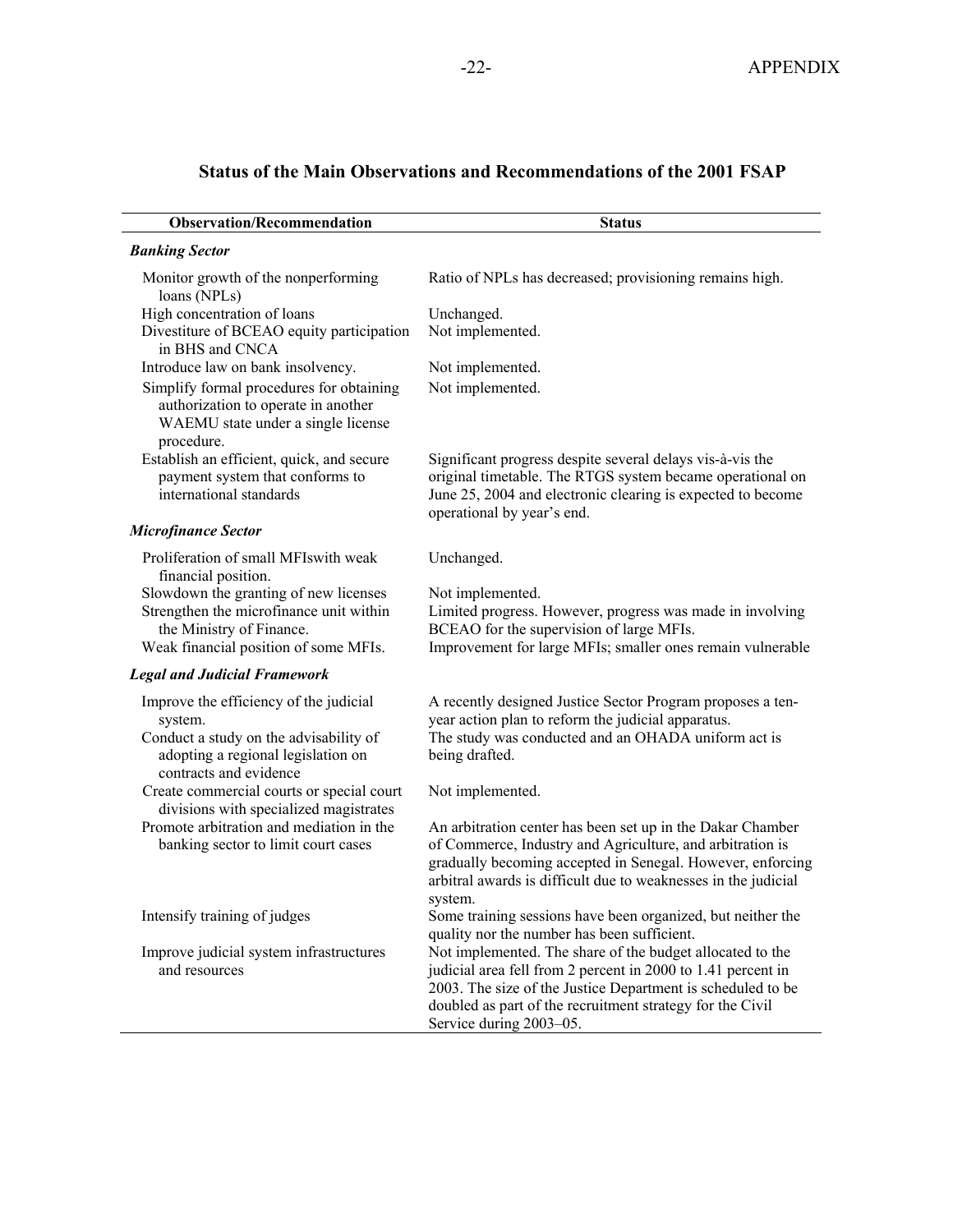## Status of the Main Observations and Recommendations of the 2001 FSAP

| Observation/Recommendation | Status |
|---|---|
| ***Banking Sector*** | |
| Monitor growth of the nonperforming loans (NPLs) | Ratio of NPLs has decreased; provisioning remains high. |
| High concentration of loans | Unchanged. |
| Divestiture of BCEAO equity participation in BHS and CNCA | Not implemented. |
| Introduce law on bank insolvency. | Not implemented. |
| Simplify formal procedures for obtaining authorization to operate in another WAEMU state under a single license procedure. | Not implemented. |
| Establish an efficient, quick, and secure payment system that conforms to international standards | Significant progress despite several delays vis-à-vis the original timetable. The RTGS system became operational on June 25, 2004 and electronic clearing is expected to become operational by year's end. |
| ***Microfinance Sector*** | |
| Proliferation of small MFIswith weak financial position. | Unchanged. |
| Slowdown the granting of new licenses | Not implemented. |
| Strengthen the microfinance unit within the Ministry of Finance. | Limited progress. However, progress was made in involving BCEAO for the supervision of large MFIs. |
| Weak financial position of some MFIs. | Improvement for large MFIs; smaller ones remain vulnerable |
| ***Legal and Judicial Framework*** | |
| Improve the efficiency of the judicial system. | A recently designed Justice Sector Program proposes a ten-year action plan to reform the judicial apparatus. |
| Conduct a study on the advisability of adopting a regional legislation on contracts and evidence | The study was conducted and an OHADA uniform act is being drafted. |
| Create commercial courts or special court divisions with specialized magistrates | Not implemented. |
| Promote arbitration and mediation in the banking sector to limit court cases | An arbitration center has been set up in the Dakar Chamber of Commerce, Industry and Agriculture, and arbitration is gradually becoming accepted in Senegal. However, enforcing arbitral awards is difficult due to weaknesses in the judicial system. |
| Intensify training of judges | Some training sessions have been organized, but neither the quality nor the number has been sufficient. |
| Improve judicial system infrastructures and resources | Not implemented. The share of the budget allocated to the judicial area fell from 2 percent in 2000 to 1.41 percent in 2003. The size of the Justice Department is scheduled to be doubled as part of the recruitment strategy for the Civil Service during 2003–05. |